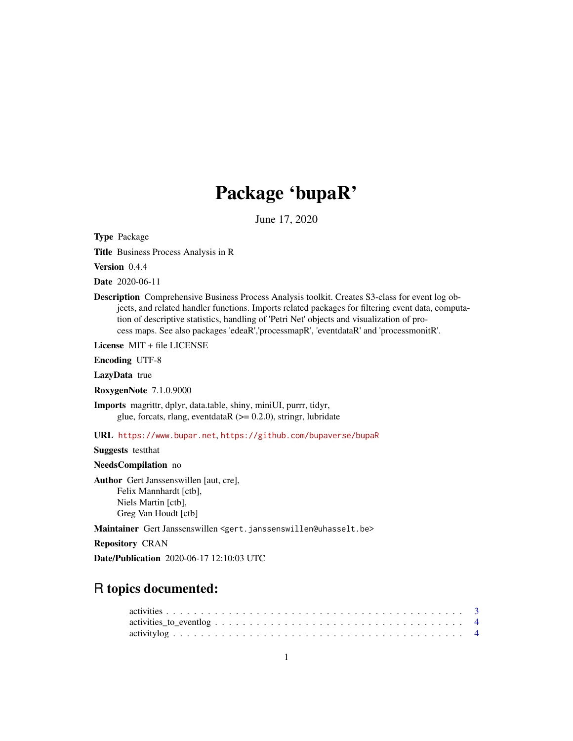# Package 'bupaR'

June 17, 2020

**Type** Package

**Title** Business Process Analysis in R

**Version** 0.4.4

**Date** 2020-06-11

**Description** Comprehensive Business Process Analysis toolkit. Creates S3-class for event log objects, and related handler functions. Imports related packages for filtering event data, computation of descriptive statistics, handling of 'Petri Net' objects and visualization of process maps. See also packages 'edeaR','processmapR', 'eventdataR' and 'processmonitR'.

**License** MIT + file LICENSE

**Encoding** UTF-8

**LazyData** true

**RoxygenNote** 7.1.0.9000

**Imports** magrittr, dplyr, data.table, shiny, miniUI, purrr, tidyr, glue, forcats, rlang, eventdataR (>= 0.2.0), stringr, lubridate

**URL** https://www.bupar.net, https://github.com/bupaverse/bupaR

**Suggests** testthat

**NeedsCompilation** no

**Author** Gert Janssenswillen [aut, cre], Felix Mannhardt [ctb], Niels Martin [ctb], Greg Van Houdt [ctb]

**Maintainer** Gert Janssenswillen <gert.janssenswillen@uhasselt.be>

**Repository** CRAN

**Date/Publication** 2020-06-17 12:10:03 UTC

## R topics documented:

activities . . . . . . . . . . . . . . . . . . . . . . . . . . . . . . . . . . . . . . . . . . . 3
activities_to_eventlog . . . . . . . . . . . . . . . . . . . . . . . . . . . . . . . . . . . . 4
activitylog . . . . . . . . . . . . . . . . . . . . . . . . . . . . . . . . . . . . . . . . . . 4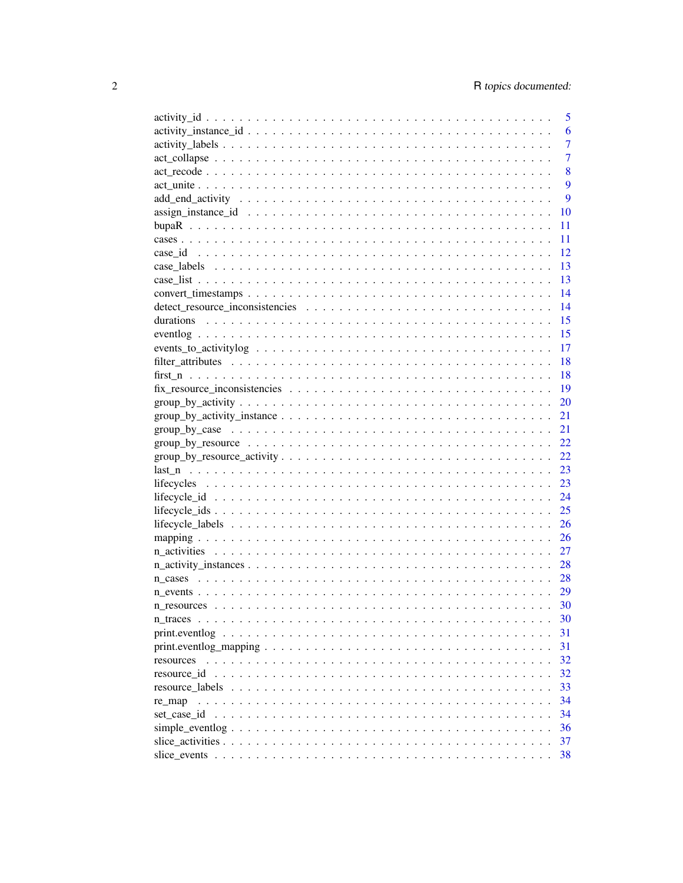activity_id . . . . . . . . . . . . . . . . . . . . . . . . . . . . . . . . . . . . . . . . . . 5
activity_instance_id . . . . . . . . . . . . . . . . . . . . . . . . . . . . . . . . . . . . . 6
activity_labels . . . . . . . . . . . . . . . . . . . . . . . . . . . . . . . . . . . . . . . . 7
act_collapse . . . . . . . . . . . . . . . . . . . . . . . . . . . . . . . . . . . . . . . . . 7
act_recode . . . . . . . . . . . . . . . . . . . . . . . . . . . . . . . . . . . . . . . . . . 8
act_unite . . . . . . . . . . . . . . . . . . . . . . . . . . . . . . . . . . . . . . . . . . . 9
add_end_activity . . . . . . . . . . . . . . . . . . . . . . . . . . . . . . . . . . . . . . 9
assign_instance_id . . . . . . . . . . . . . . . . . . . . . . . . . . . . . . . . . . . . . 10
bupaR . . . . . . . . . . . . . . . . . . . . . . . . . . . . . . . . . . . . . . . . . . . . 11
cases . . . . . . . . . . . . . . . . . . . . . . . . . . . . . . . . . . . . . . . . . . . . . 11
case_id . . . . . . . . . . . . . . . . . . . . . . . . . . . . . . . . . . . . . . . . . . . . 12
case_labels . . . . . . . . . . . . . . . . . . . . . . . . . . . . . . . . . . . . . . . . . . 13
case_list . . . . . . . . . . . . . . . . . . . . . . . . . . . . . . . . . . . . . . . . . . . 13
convert_timestamps . . . . . . . . . . . . . . . . . . . . . . . . . . . . . . . . . . . . . 14
detect_resource_inconsistencies . . . . . . . . . . . . . . . . . . . . . . . . . . . . . . 14
durations . . . . . . . . . . . . . . . . . . . . . . . . . . . . . . . . . . . . . . . . . . . 15
eventlog . . . . . . . . . . . . . . . . . . . . . . . . . . . . . . . . . . . . . . . . . . . 15
events_to_activitylog . . . . . . . . . . . . . . . . . . . . . . . . . . . . . . . . . . . . 17
filter_attributes . . . . . . . . . . . . . . . . . . . . . . . . . . . . . . . . . . . . . . . 18
first_n . . . . . . . . . . . . . . . . . . . . . . . . . . . . . . . . . . . . . . . . . . . . 18
fix_resource_inconsistencies . . . . . . . . . . . . . . . . . . . . . . . . . . . . . . . . 19
group_by_activity . . . . . . . . . . . . . . . . . . . . . . . . . . . . . . . . . . . . . . 20
group_by_activity_instance . . . . . . . . . . . . . . . . . . . . . . . . . . . . . . . . . 21
group_by_case . . . . . . . . . . . . . . . . . . . . . . . . . . . . . . . . . . . . . . . . 21
group_by_resource . . . . . . . . . . . . . . . . . . . . . . . . . . . . . . . . . . . . . . 22
group_by_resource_activity . . . . . . . . . . . . . . . . . . . . . . . . . . . . . . . . . 22
last_n . . . . . . . . . . . . . . . . . . . . . . . . . . . . . . . . . . . . . . . . . . . . 23
lifecycles . . . . . . . . . . . . . . . . . . . . . . . . . . . . . . . . . . . . . . . . . . . 23
lifecycle_id . . . . . . . . . . . . . . . . . . . . . . . . . . . . . . . . . . . . . . . . . . 24
lifecycle_ids . . . . . . . . . . . . . . . . . . . . . . . . . . . . . . . . . . . . . . . . . 25
lifecycle_labels . . . . . . . . . . . . . . . . . . . . . . . . . . . . . . . . . . . . . . . 26
mapping . . . . . . . . . . . . . . . . . . . . . . . . . . . . . . . . . . . . . . . . . . . . 26
n_activities . . . . . . . . . . . . . . . . . . . . . . . . . . . . . . . . . . . . . . . . . 27
n_activity_instances . . . . . . . . . . . . . . . . . . . . . . . . . . . . . . . . . . . . . 28
n_cases . . . . . . . . . . . . . . . . . . . . . . . . . . . . . . . . . . . . . . . . . . . . 28
n_events . . . . . . . . . . . . . . . . . . . . . . . . . . . . . . . . . . . . . . . . . . . 29
n_resources . . . . . . . . . . . . . . . . . . . . . . . . . . . . . . . . . . . . . . . . . . 30
n_traces . . . . . . . . . . . . . . . . . . . . . . . . . . . . . . . . . . . . . . . . . . . . 30
print.eventlog . . . . . . . . . . . . . . . . . . . . . . . . . . . . . . . . . . . . . . . . 31
print.eventlog_mapping . . . . . . . . . . . . . . . . . . . . . . . . . . . . . . . . . . . . 31
resources . . . . . . . . . . . . . . . . . . . . . . . . . . . . . . . . . . . . . . . . . . . 32
resource_id . . . . . . . . . . . . . . . . . . . . . . . . . . . . . . . . . . . . . . . . . . 32
resource_labels . . . . . . . . . . . . . . . . . . . . . . . . . . . . . . . . . . . . . . . . 33
re_map . . . . . . . . . . . . . . . . . . . . . . . . . . . . . . . . . . . . . . . . . . . . . 34
set_case_id . . . . . . . . . . . . . . . . . . . . . . . . . . . . . . . . . . . . . . . . . . 34
simple_eventlog . . . . . . . . . . . . . . . . . . . . . . . . . . . . . . . . . . . . . . . . 36
slice_activities . . . . . . . . . . . . . . . . . . . . . . . . . . . . . . . . . . . . . . . . 37
slice_events . . . . . . . . . . . . . . . . . . . . . . . . . . . . . . . . . . . . . . . . . . 38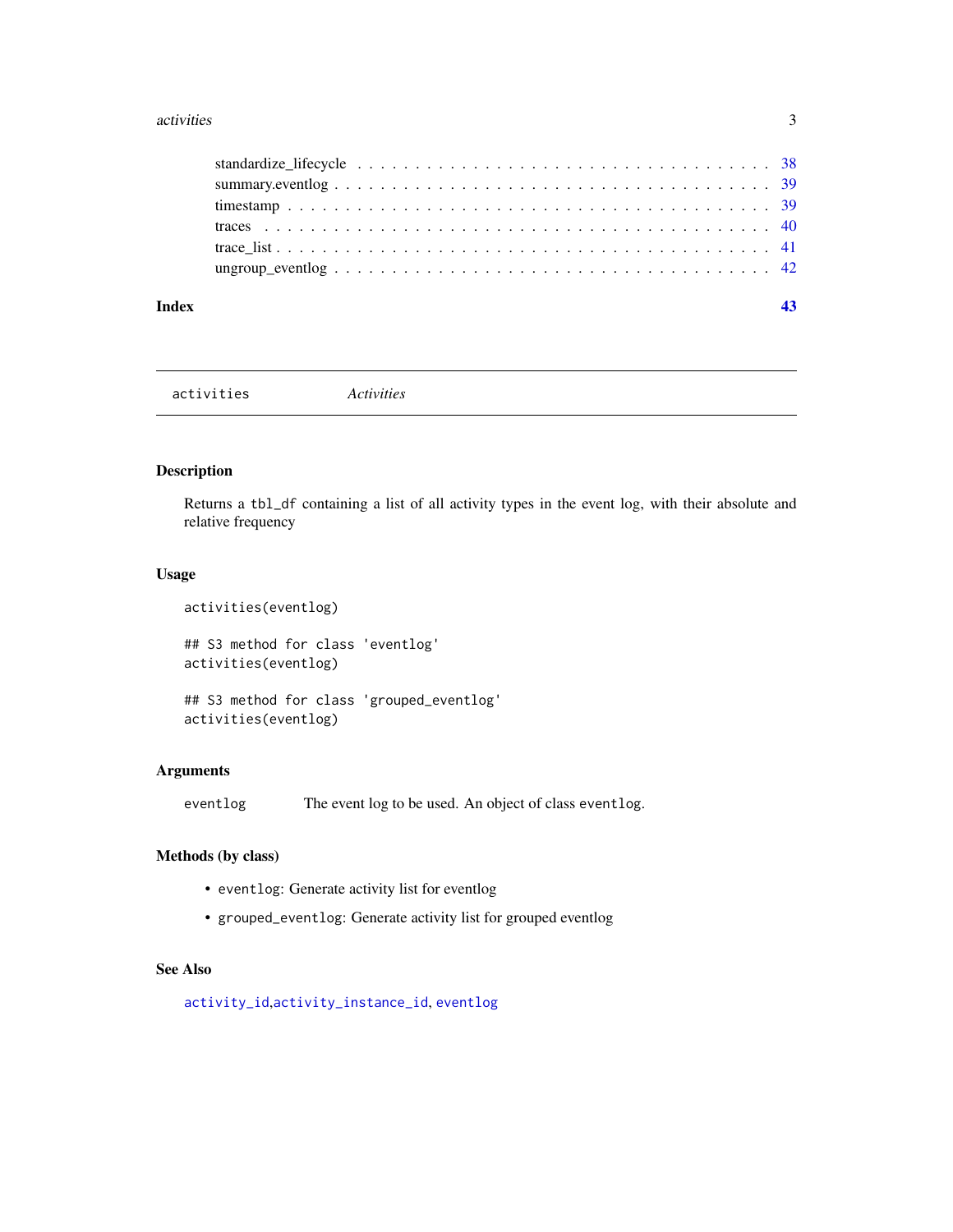standardize_lifecycle . . . . . . . . . . . . . . . . . . . . . . . . . . . . . . . . . . . 38
summary.eventlog . . . . . . . . . . . . . . . . . . . . . . . . . . . . . . . . . . . . . 39
timestamp . . . . . . . . . . . . . . . . . . . . . . . . . . . . . . . . . . . . . . . . . 39
traces . . . . . . . . . . . . . . . . . . . . . . . . . . . . . . . . . . . . . . . . . . . 40
trace_list . . . . . . . . . . . . . . . . . . . . . . . . . . . . . . . . . . . . . . . . . 41
ungroup_eventlog . . . . . . . . . . . . . . . . . . . . . . . . . . . . . . . . . . . . . 42

**Index** **43**

---

# activities — *Activities*

## Description

Returns a `tbl_df` containing a list of all activity types in the event log, with their absolute and relative frequency

## Usage

```
activities(eventlog)

## S3 method for class 'eventlog'
activities(eventlog)

## S3 method for class 'grouped_eventlog'
activities(eventlog)
```

## Arguments

| | |
|---|---|
| `eventlog` | The event log to be used. An object of class `eventlog`. |

## Methods (by class)

- `eventlog`: Generate activity list for eventlog
- `grouped_eventlog`: Generate activity list for grouped eventlog

## See Also

`activity_id`,`activity_instance_id`, `eventlog`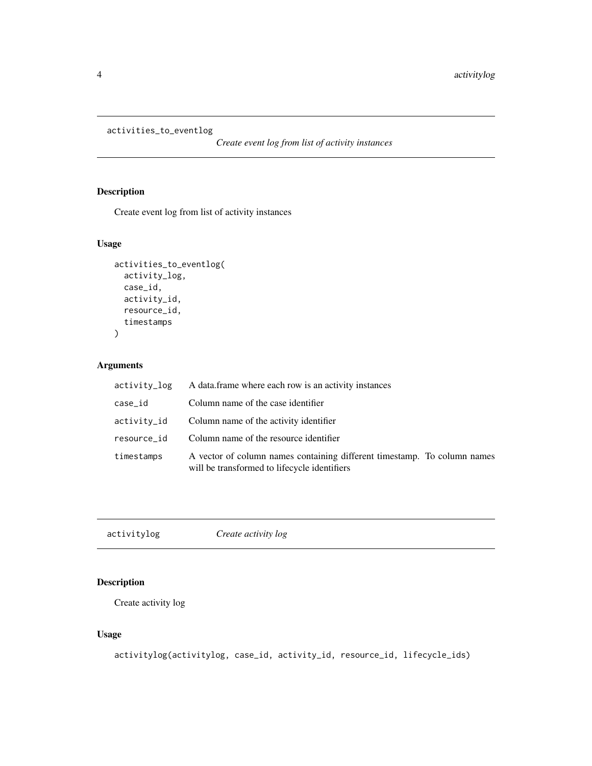## activities_to_eventlog

*Create event log from list of activity instances*

### Description

Create event log from list of activity instances

### Usage

```
activities_to_eventlog(
  activity_log,
  case_id,
  activity_id,
  resource_id,
  timestamps
)
```

### Arguments

| | |
|---|---|
| activity_log | A data.frame where each row is an activity instances |
| case_id | Column name of the case identifier |
| activity_id | Column name of the activity identifier |
| resource_id | Column name of the resource identifier |
| timestamps | A vector of column names containing different timestamp. To column names will be transformed to lifecycle identifiers |

## activitylog

*Create activity log*

### Description

Create activity log

### Usage

```
activitylog(activitylog, case_id, activity_id, resource_id, lifecycle_ids)
```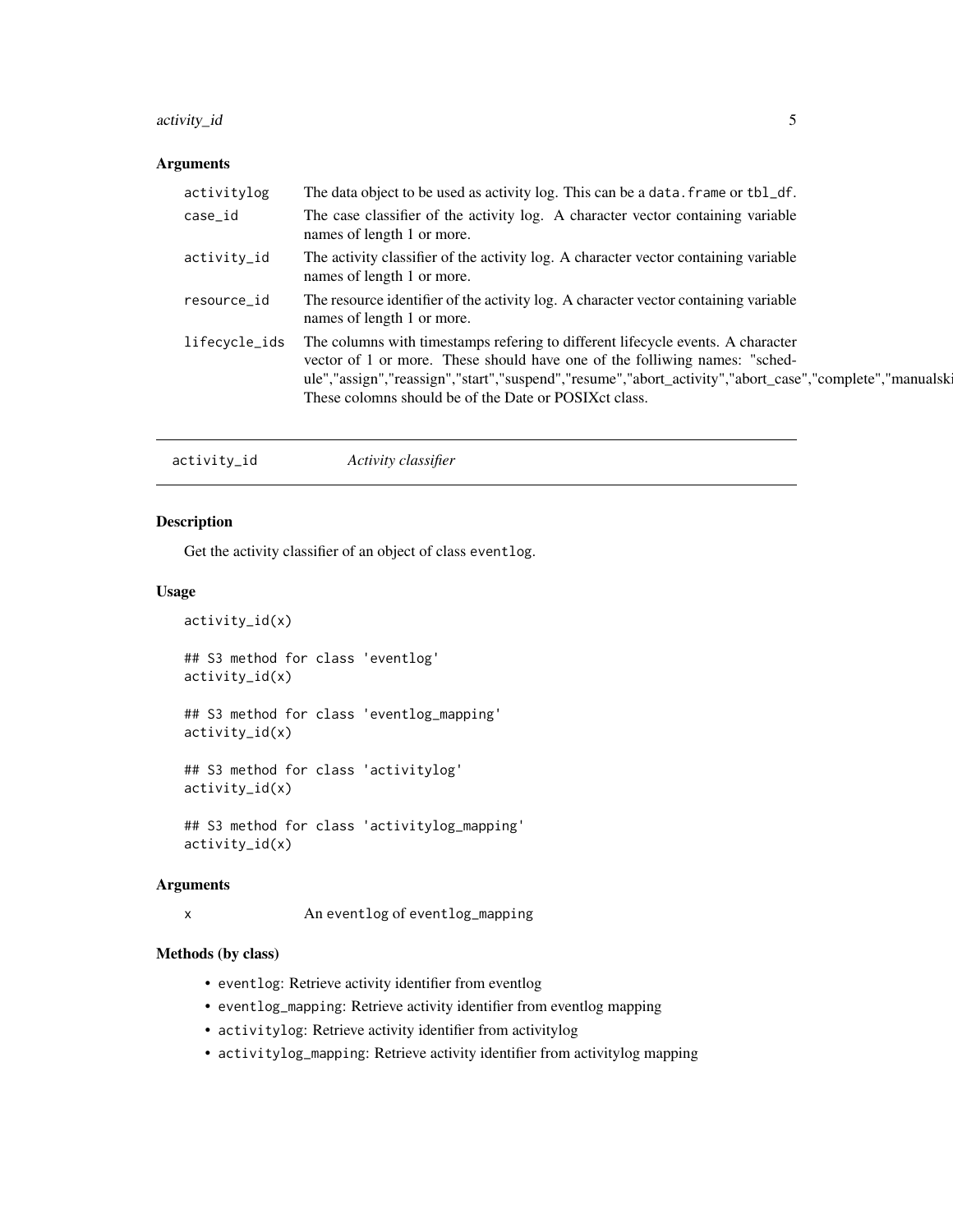### Arguments

| | |
|---|---|
| activitylog | The data object to be used as activity log. This can be a data.frame or tbl_df. |
| case_id | The case classifier of the activity log. A character vector containing variable names of length 1 or more. |
| activity_id | The activity classifier of the activity log. A character vector containing variable names of length 1 or more. |
| resource_id | The resource identifier of the activity log. A character vector containing variable names of length 1 or more. |
| lifecycle_ids | The columns with timestamps refering to different lifecycle events. A character vector of 1 or more. These should have one of the folliwing names: "schedule","assign","reassign","start","suspend","resume","abort_activity","abort_case","complete","manualski These colomns should be of the Date or POSIXct class. |

---

## activity_id *Activity classifier*

---

### Description

Get the activity classifier of an object of class eventlog.

### Usage

```
activity_id(x)

## S3 method for class 'eventlog'
activity_id(x)

## S3 method for class 'eventlog_mapping'
activity_id(x)

## S3 method for class 'activitylog'
activity_id(x)

## S3 method for class 'activitylog_mapping'
activity_id(x)
```

### Arguments

| | |
|---|---|
| x | An eventlog of eventlog_mapping |

### Methods (by class)

- eventlog: Retrieve activity identifier from eventlog
- eventlog_mapping: Retrieve activity identifier from eventlog mapping
- activitylog: Retrieve activity identifier from activitylog
- activitylog_mapping: Retrieve activity identifier from activitylog mapping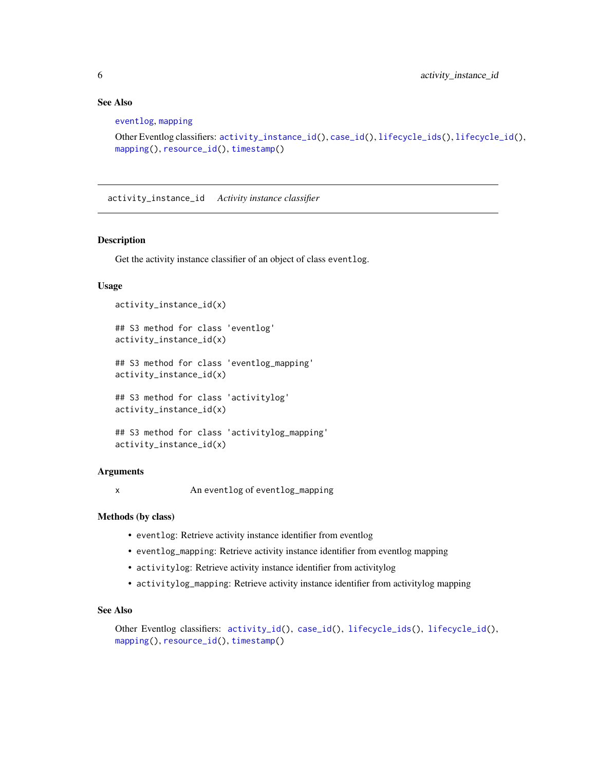### See Also

eventlog, mapping

Other Eventlog classifiers: activity_instance_id(), case_id(), lifecycle_ids(), lifecycle_id(), mapping(), resource_id(), timestamp()

---

## activity_instance_id *Activity instance classifier*

---

### Description

Get the activity instance classifier of an object of class eventlog.

### Usage

```
activity_instance_id(x)

## S3 method for class 'eventlog'
activity_instance_id(x)

## S3 method for class 'eventlog_mapping'
activity_instance_id(x)

## S3 method for class 'activitylog'
activity_instance_id(x)

## S3 method for class 'activitylog_mapping'
activity_instance_id(x)
```

### Arguments

| | |
|---|---|
| x | An eventlog of eventlog_mapping |

### Methods (by class)

- eventlog: Retrieve activity instance identifier from eventlog
- eventlog_mapping: Retrieve activity instance identifier from eventlog mapping
- activitylog: Retrieve activity instance identifier from activitylog
- activitylog_mapping: Retrieve activity instance identifier from activitylog mapping

### See Also

Other Eventlog classifiers: activity_id(), case_id(), lifecycle_ids(), lifecycle_id(), mapping(), resource_id(), timestamp()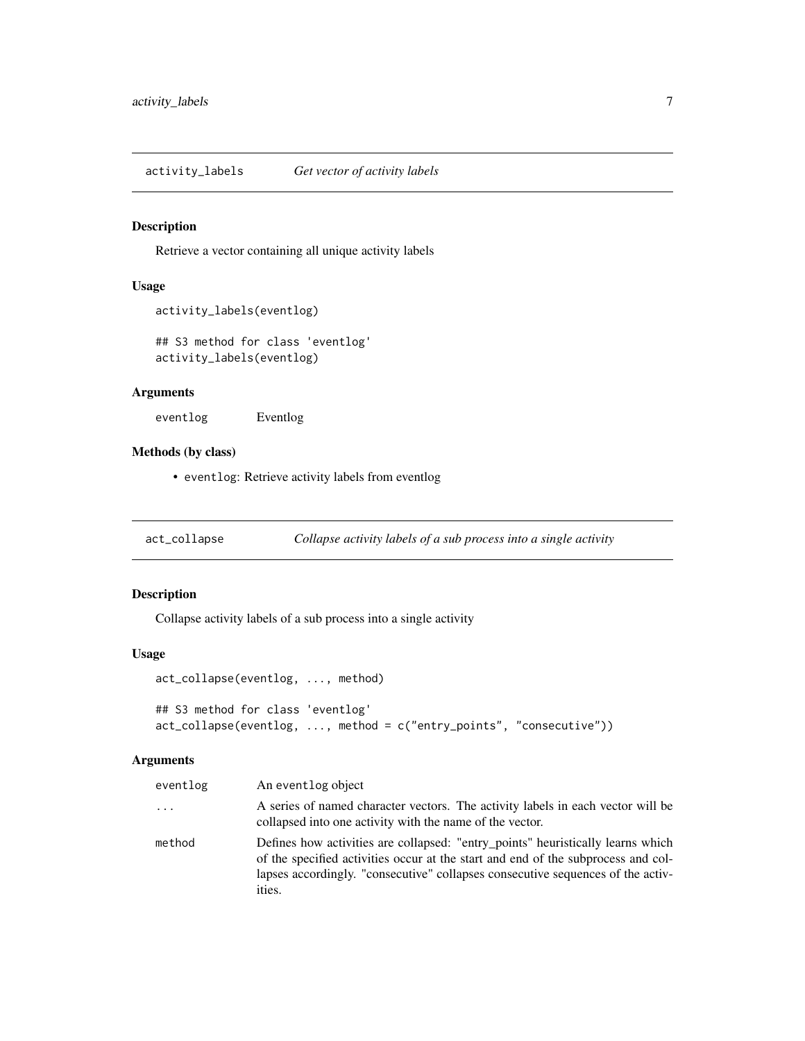## activity_labels — *Get vector of activity labels*

### Description

Retrieve a vector containing all unique activity labels

### Usage

```
activity_labels(eventlog)

## S3 method for class 'eventlog'
activity_labels(eventlog)
```

### Arguments

| | |
|---|---|
| eventlog | Eventlog |

### Methods (by class)

- `eventlog`: Retrieve activity labels from eventlog

## act_collapse — *Collapse activity labels of a sub process into a single activity*

### Description

Collapse activity labels of a sub process into a single activity

### Usage

```
act_collapse(eventlog, ..., method)

## S3 method for class 'eventlog'
act_collapse(eventlog, ..., method = c("entry_points", "consecutive"))
```

### Arguments

| | |
|---|---|
| eventlog | An `eventlog` object |
| ... | A series of named character vectors. The activity labels in each vector will be collapsed into one activity with the name of the vector. |
| method | Defines how activities are collapsed: "entry_points" heuristically learns which of the specified activities occur at the start and end of the subprocess and collapses accordingly. "consecutive" collapses consecutive sequences of the activities. |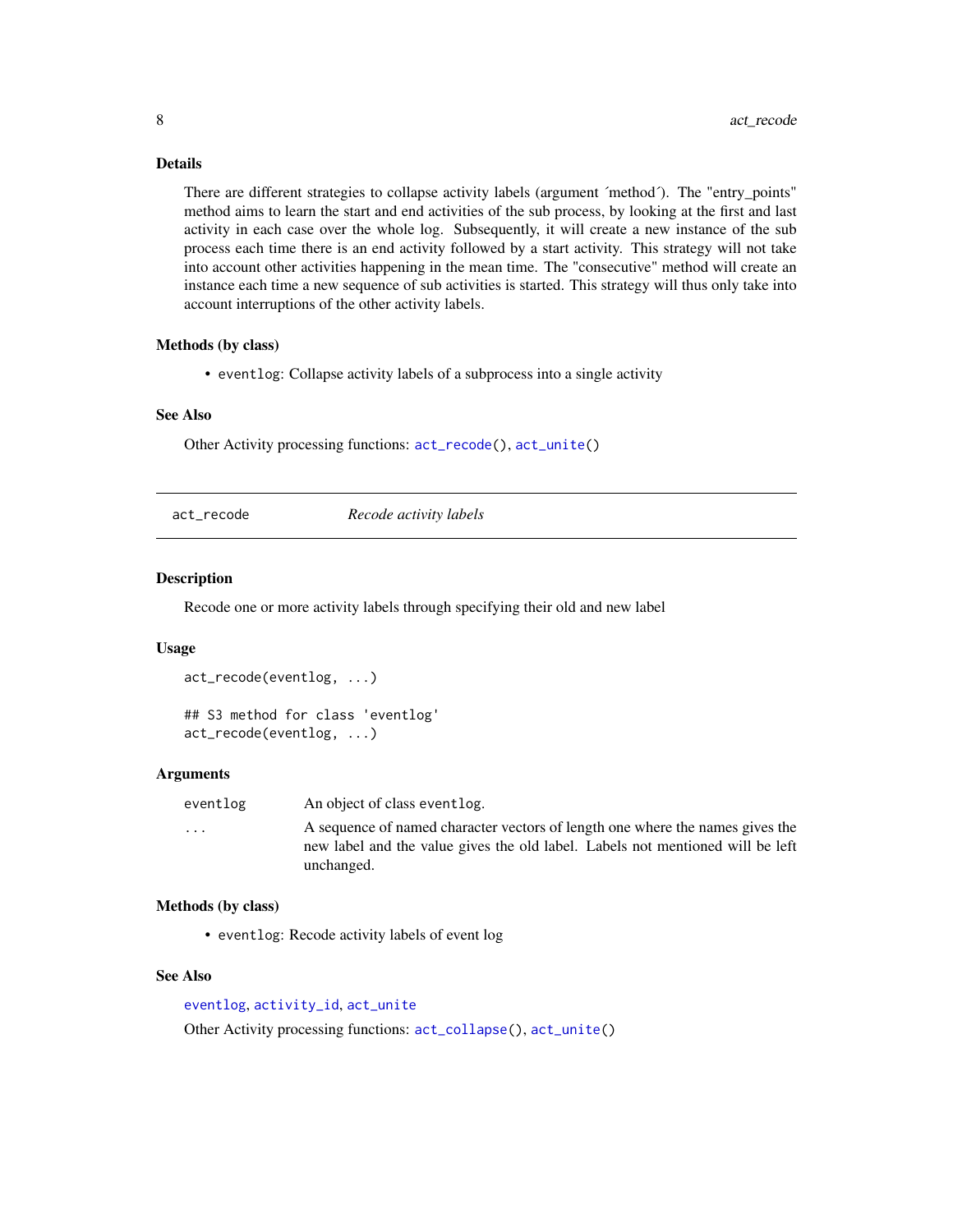### Details

There are different strategies to collapse activity labels (argument ´method´). The "entry_points" method aims to learn the start and end activities of the sub process, by looking at the first and last activity in each case over the whole log. Subsequently, it will create a new instance of the sub process each time there is an end activity followed by a start activity. This strategy will not take into account other activities happening in the mean time. The "consecutive" method will create an instance each time a new sequence of sub activities is started. This strategy will thus only take into account interruptions of the other activity labels.

### Methods (by class)

- `eventlog`: Collapse activity labels of a subprocess into a single activity

### See Also

Other Activity processing functions: `act_recode()`, `act_unite()`

---

## act_recode — *Recode activity labels*

### Description

Recode one or more activity labels through specifying their old and new label

### Usage

```
act_recode(eventlog, ...)

## S3 method for class 'eventlog'
act_recode(eventlog, ...)
```

### Arguments

| | |
|---|---|
| `eventlog` | An object of class `eventlog`. |
| `...` | A sequence of named character vectors of length one where the names gives the new label and the value gives the old label. Labels not mentioned will be left unchanged. |

### Methods (by class)

- `eventlog`: Recode activity labels of event log

### See Also

`eventlog`, `activity_id`, `act_unite`

Other Activity processing functions: `act_collapse()`, `act_unite()`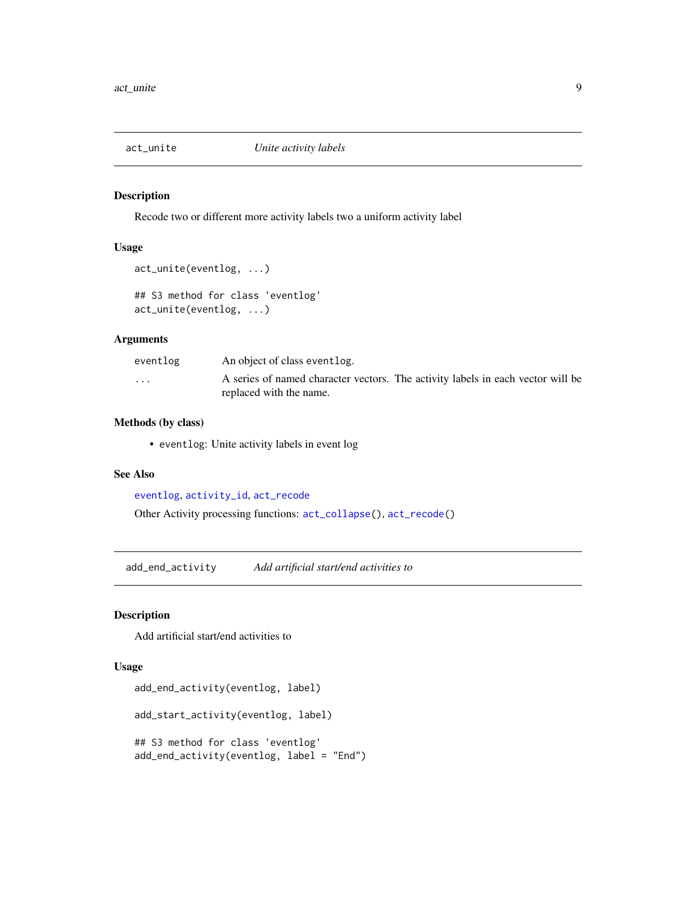## act_unite    *Unite activity labels*

### Description

Recode two or different more activity labels two a uniform activity label

### Usage

```
act_unite(eventlog, ...)

## S3 method for class 'eventlog'
act_unite(eventlog, ...)
```

### Arguments

| | |
|---|---|
| `eventlog` | An object of class `eventlog`. |
| `...` | A series of named character vectors. The activity labels in each vector will be replaced with the name. |

### Methods (by class)

- `eventlog`: Unite activity labels in event log

### See Also

eventlog, activity_id, act_recode

Other Activity processing functions: act_collapse(), act_recode()

## add_end_activity    *Add artificial start/end activities to*

### Description

Add artificial start/end activities to

### Usage

```
add_end_activity(eventlog, label)

add_start_activity(eventlog, label)

## S3 method for class 'eventlog'
add_end_activity(eventlog, label = "End")
```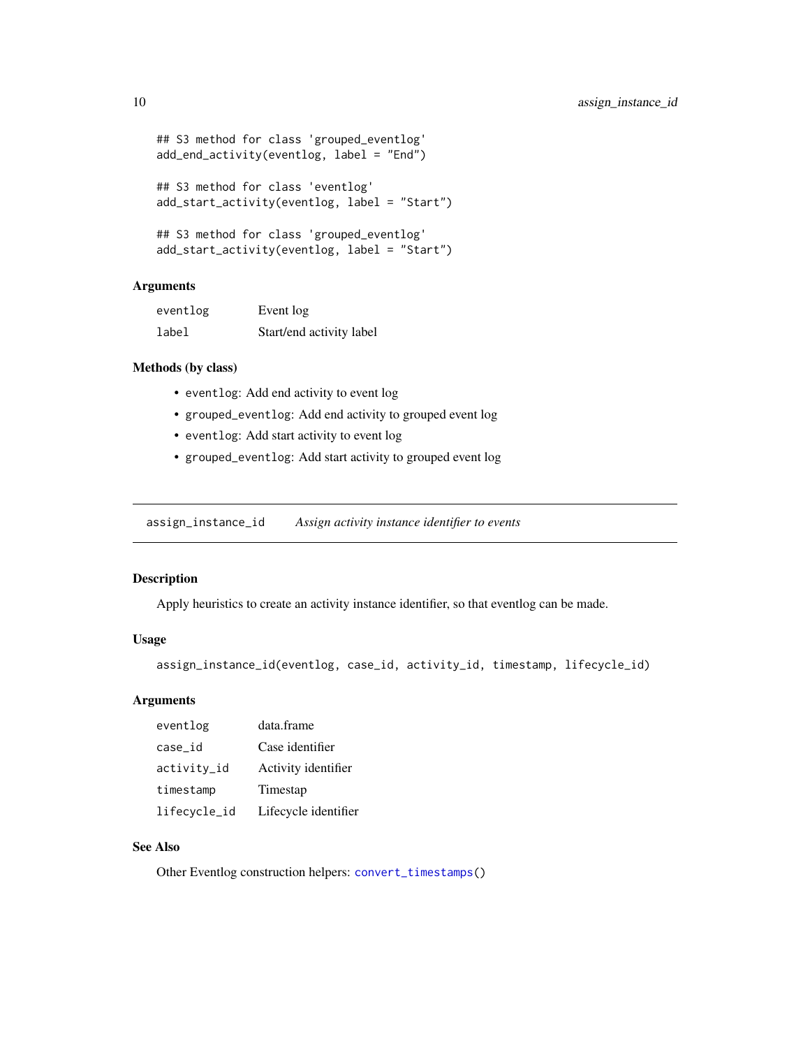```
## S3 method for class 'grouped_eventlog'
add_end_activity(eventlog, label = "End")

## S3 method for class 'eventlog'
add_start_activity(eventlog, label = "Start")

## S3 method for class 'grouped_eventlog'
add_start_activity(eventlog, label = "Start")
```

### Arguments

| | |
|---|---|
| `eventlog` | Event log |
| `label` | Start/end activity label |

### Methods (by class)

- `eventlog`: Add end activity to event log
- `grouped_eventlog`: Add end activity to grouped event log
- `eventlog`: Add start activity to event log
- `grouped_eventlog`: Add start activity to grouped event log

---

## `assign_instance_id` *Assign activity instance identifier to events*

---

### Description

Apply heuristics to create an activity instance identifier, so that eventlog can be made.

### Usage

```
assign_instance_id(eventlog, case_id, activity_id, timestamp, lifecycle_id)
```

### Arguments

| | |
|---|---|
| `eventlog` | data.frame |
| `case_id` | Case identifier |
| `activity_id` | Activity identifier |
| `timestamp` | Timestap |
| `lifecycle_id` | Lifecycle identifier |

### See Also

Other Eventlog construction helpers: `convert_timestamps()`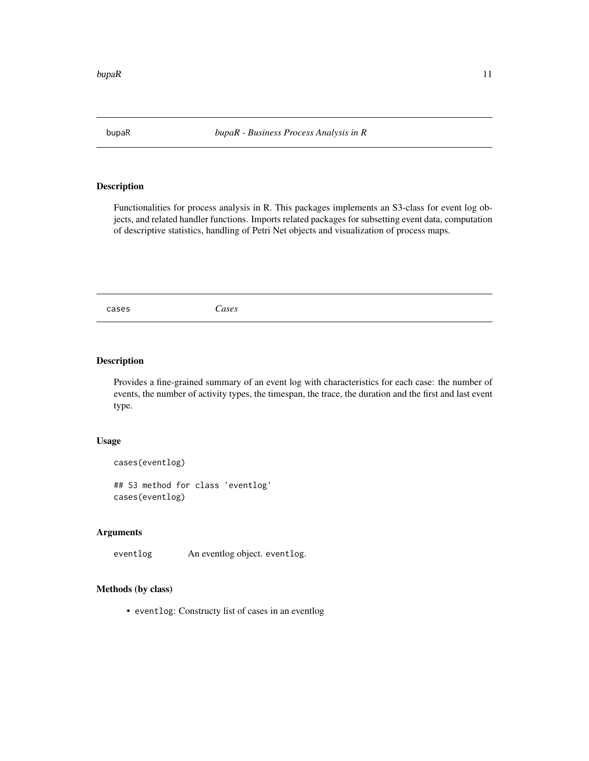## bupaR — *bupaR - Business Process Analysis in R*

### Description

Functionalities for process analysis in R. This packages implements an S3-class for event log objects, and related handler functions. Imports related packages for subsetting event data, computation of descriptive statistics, handling of Petri Net objects and visualization of process maps.

## cases — *Cases*

### Description

Provides a fine-grained summary of an event log with characteristics for each case: the number of events, the number of activity types, the timespan, the trace, the duration and the first and last event type.

### Usage

```
cases(eventlog)

## S3 method for class 'eventlog'
cases(eventlog)
```

### Arguments

| | |
|---|---|
| `eventlog` | An eventlog object. `eventlog`. |

### Methods (by class)

- `eventlog`: Constructy list of cases in an eventlog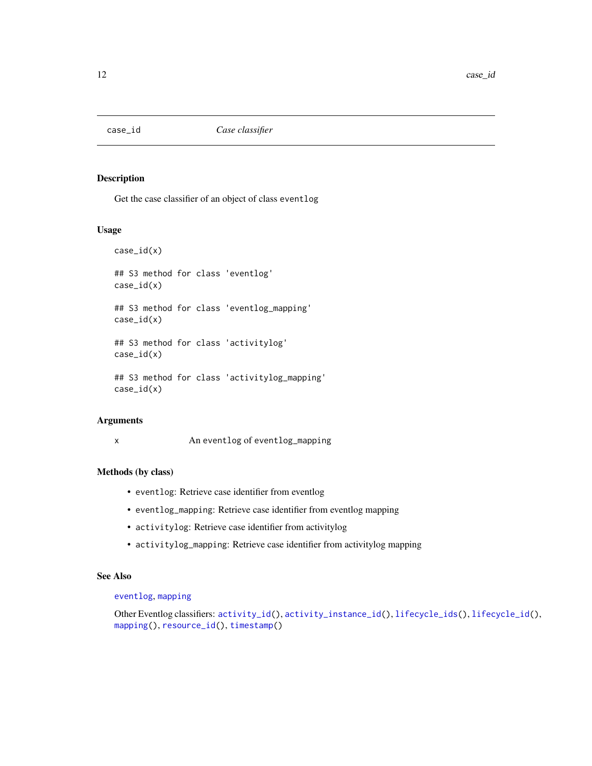## case_id *Case classifier*

### Description

Get the case classifier of an object of class `eventlog`

### Usage

```
case_id(x)

## S3 method for class 'eventlog'
case_id(x)

## S3 method for class 'eventlog_mapping'
case_id(x)

## S3 method for class 'activitylog'
case_id(x)

## S3 method for class 'activitylog_mapping'
case_id(x)
```

### Arguments

| | |
|---|---|
| x | An `eventlog` of `eventlog_mapping` |

### Methods (by class)

- `eventlog`: Retrieve case identifier from eventlog
- `eventlog_mapping`: Retrieve case identifier from eventlog mapping
- `activitylog`: Retrieve case identifier from activitylog
- `activitylog_mapping`: Retrieve case identifier from activitylog mapping

### See Also

`eventlog`, `mapping`

Other Eventlog classifiers: `activity_id()`, `activity_instance_id()`, `lifecycle_ids()`, `lifecycle_id()`, `mapping()`, `resource_id()`, `timestamp()`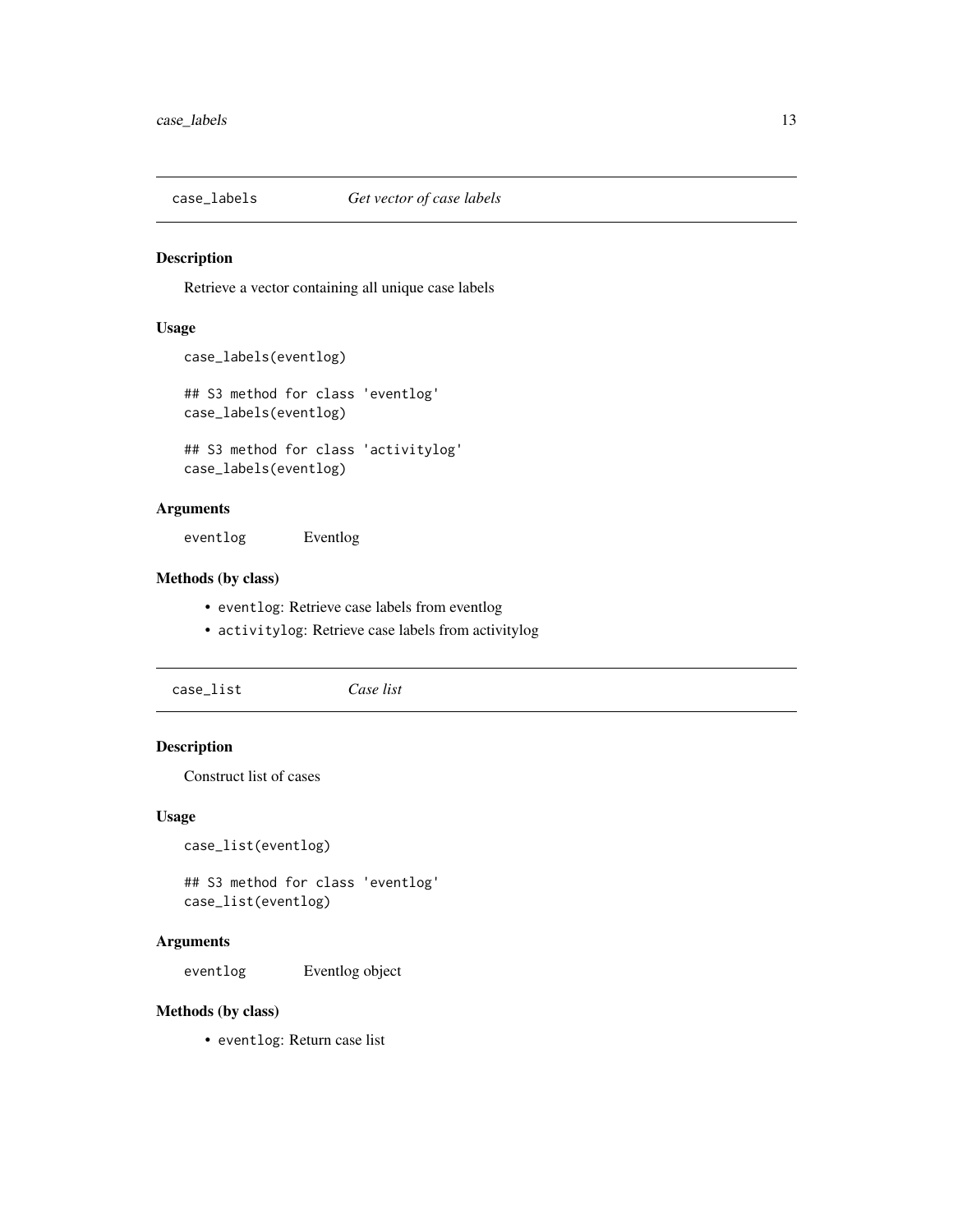## case_labels — *Get vector of case labels*

### Description

Retrieve a vector containing all unique case labels

### Usage

```
case_labels(eventlog)

## S3 method for class 'eventlog'
case_labels(eventlog)

## S3 method for class 'activitylog'
case_labels(eventlog)
```

### Arguments

| | |
|---|---|
| `eventlog` | Eventlog |

### Methods (by class)

- `eventlog`: Retrieve case labels from eventlog
- `activitylog`: Retrieve case labels from activitylog

## case_list — *Case list*

### Description

Construct list of cases

### Usage

```
case_list(eventlog)

## S3 method for class 'eventlog'
case_list(eventlog)
```

### Arguments

| | |
|---|---|
| `eventlog` | Eventlog object |

### Methods (by class)

- `eventlog`: Return case list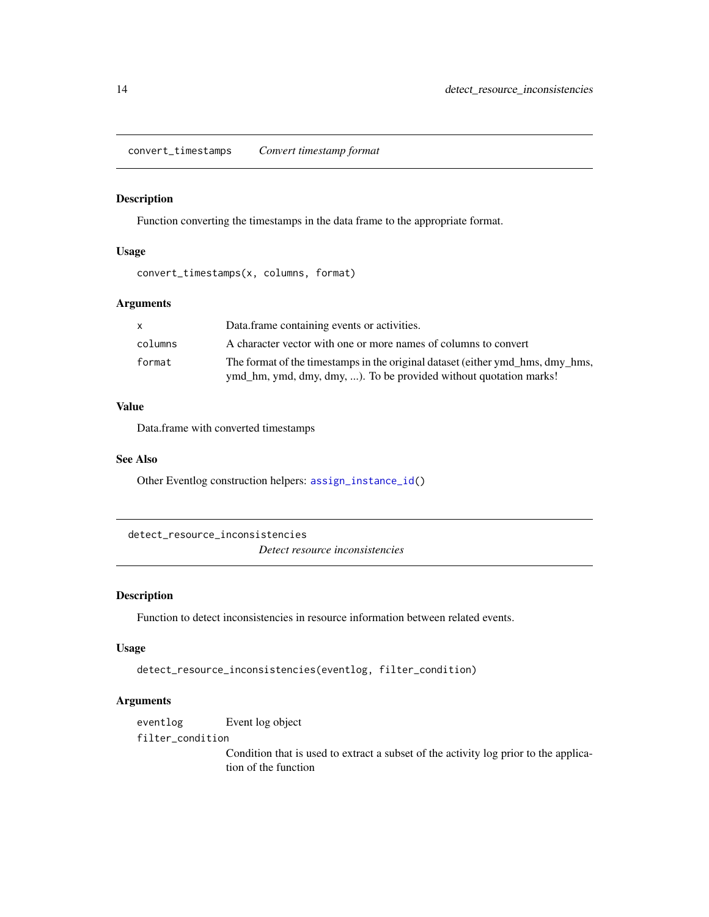## convert_timestamps *Convert timestamp format*

### Description

Function converting the timestamps in the data frame to the appropriate format.

### Usage

```
convert_timestamps(x, columns, format)
```

### Arguments

| | |
|---|---|
| x | Data.frame containing events or activities. |
| columns | A character vector with one or more names of columns to convert |
| format | The format of the timestamps in the original dataset (either ymd_hms, dmy_hms, ymd_hm, ymd, dmy, dmy, ...). To be provided without quotation marks! |

### Value

Data.frame with converted timestamps

### See Also

Other Eventlog construction helpers: `assign_instance_id()`

## detect_resource_inconsistencies *Detect resource inconsistencies*

### Description

Function to detect inconsistencies in resource information between related events.

### Usage

```
detect_resource_inconsistencies(eventlog, filter_condition)
```

### Arguments

| | |
|---|---|
| eventlog | Event log object |
| filter_condition | Condition that is used to extract a subset of the activity log prior to the application of the function |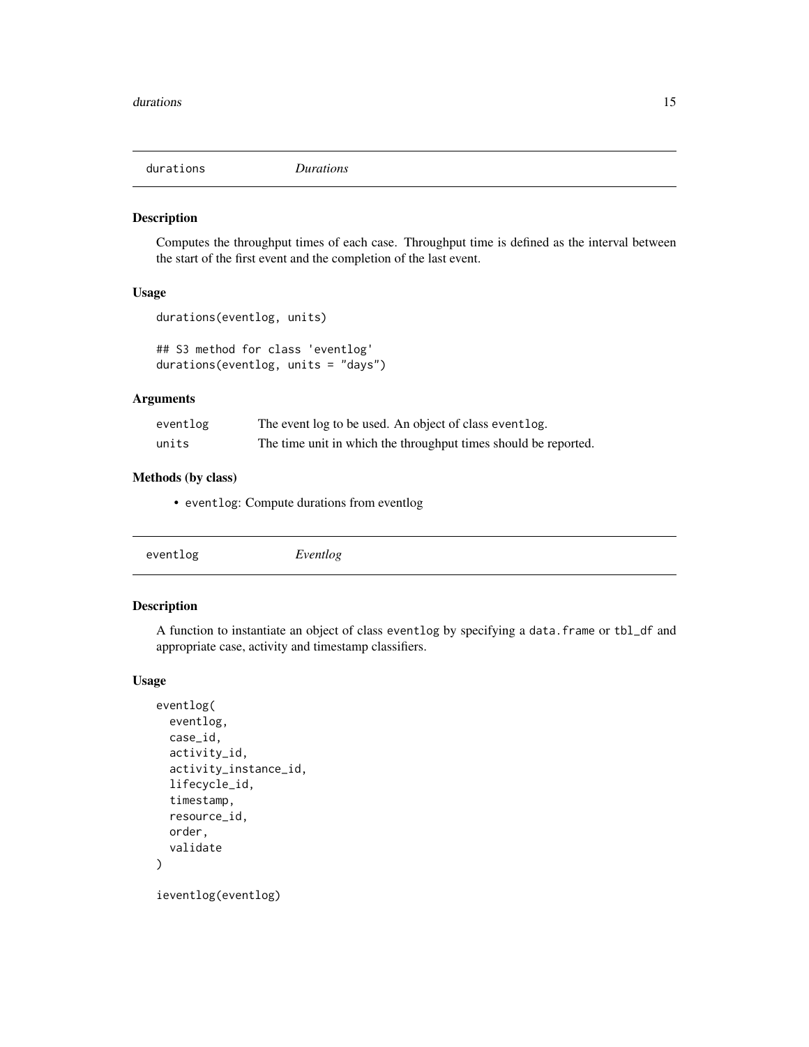## durations *Durations*

### Description

Computes the throughput times of each case. Throughput time is defined as the interval between the start of the first event and the completion of the last event.

### Usage

```
durations(eventlog, units)

## S3 method for class 'eventlog'
durations(eventlog, units = "days")
```

### Arguments

| | |
|---|---|
| eventlog | The event log to be used. An object of class `eventlog`. |
| units | The time unit in which the throughput times should be reported. |

### Methods (by class)

- `eventlog`: Compute durations from eventlog

## eventlog *Eventlog*

### Description

A function to instantiate an object of class `eventlog` by specifying a `data.frame` or `tbl_df` and appropriate case, activity and timestamp classifiers.

### Usage

```
eventlog(
  eventlog,
  case_id,
  activity_id,
  activity_instance_id,
  lifecycle_id,
  timestamp,
  resource_id,
  order,
  validate
)

ieventlog(eventlog)
```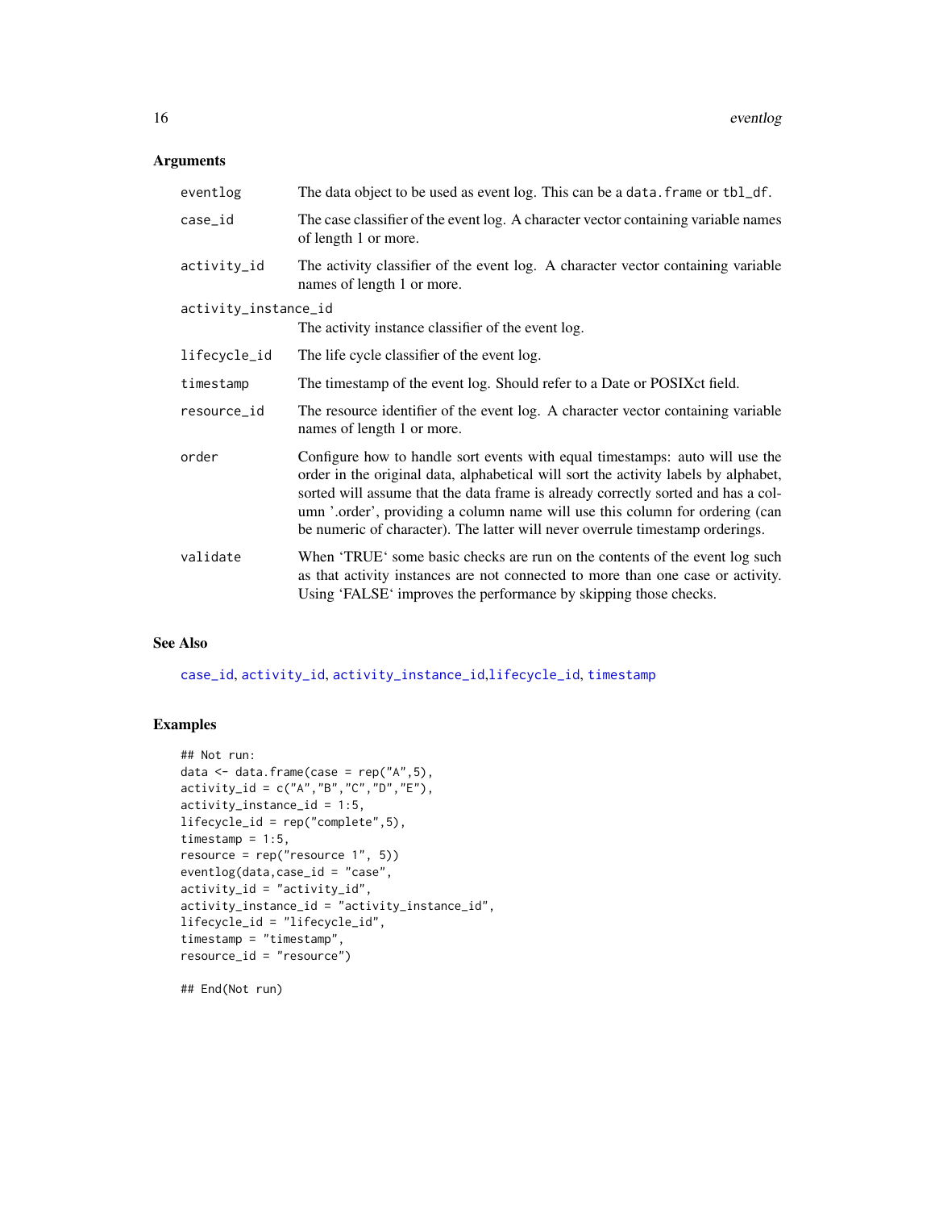### Arguments

| | |
|---|---|
| `eventlog` | The data object to be used as event log. This can be a `data.frame` or `tbl_df`. |
| `case_id` | The case classifier of the event log. A character vector containing variable names of length 1 or more. |
| `activity_id` | The activity classifier of the event log. A character vector containing variable names of length 1 or more. |
| `activity_instance_id` | The activity instance classifier of the event log. |
| `lifecycle_id` | The life cycle classifier of the event log. |
| `timestamp` | The timestamp of the event log. Should refer to a Date or POSIXct field. |
| `resource_id` | The resource identifier of the event log. A character vector containing variable names of length 1 or more. |
| `order` | Configure how to handle sort events with equal timestamps: auto will use the order in the original data, alphabetical will sort the activity labels by alphabet, sorted will assume that the data frame is already correctly sorted and has a column '.order', providing a column name will use this column for ordering (can be numeric of character). The latter will never overrule timestamp orderings. |
| `validate` | When 'TRUE' some basic checks are run on the contents of the event log such as that activity instances are not connected to more than one case or activity. Using 'FALSE' improves the performance by skipping those checks. |

### See Also

`case_id`, `activity_id`, `activity_instance_id`,`lifecycle_id`, `timestamp`

### Examples

```
## Not run:
data <- data.frame(case = rep("A",5),
activity_id = c("A","B","C","D","E"),
activity_instance_id = 1:5,
lifecycle_id = rep("complete",5),
timestamp = 1:5,
resource = rep("resource 1", 5))
eventlog(data,case_id = "case",
activity_id = "activity_id",
activity_instance_id = "activity_instance_id",
lifecycle_id = "lifecycle_id",
timestamp = "timestamp",
resource_id = "resource")

## End(Not run)
```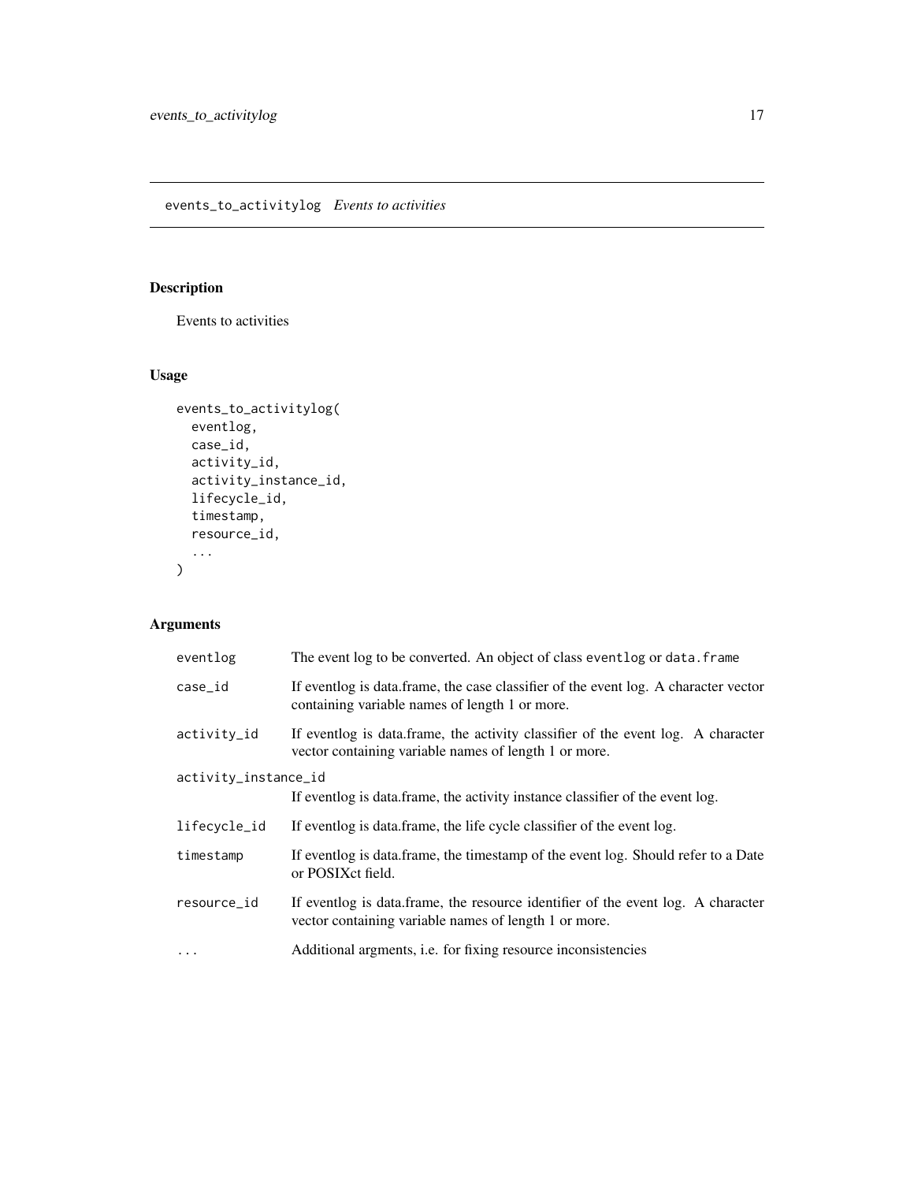## events_to_activitylog *Events to activities*

### Description

Events to activities

### Usage

```
events_to_activitylog(
  eventlog,
  case_id,
  activity_id,
  activity_instance_id,
  lifecycle_id,
  timestamp,
  resource_id,
  ...
)
```

### Arguments

| Argument | Description |
|---|---|
| eventlog | The event log to be converted. An object of class `eventlog` or `data.frame` |
| case_id | If eventlog is data.frame, the case classifier of the event log. A character vector containing variable names of length 1 or more. |
| activity_id | If eventlog is data.frame, the activity classifier of the event log. A character vector containing variable names of length 1 or more. |
| activity_instance_id | If eventlog is data.frame, the activity instance classifier of the event log. |
| lifecycle_id | If eventlog is data.frame, the life cycle classifier of the event log. |
| timestamp | If eventlog is data.frame, the timestamp of the event log. Should refer to a Date or POSIXct field. |
| resource_id | If eventlog is data.frame, the resource identifier of the event log. A character vector containing variable names of length 1 or more. |
| ... | Additional argments, i.e. for fixing resource inconsistencies |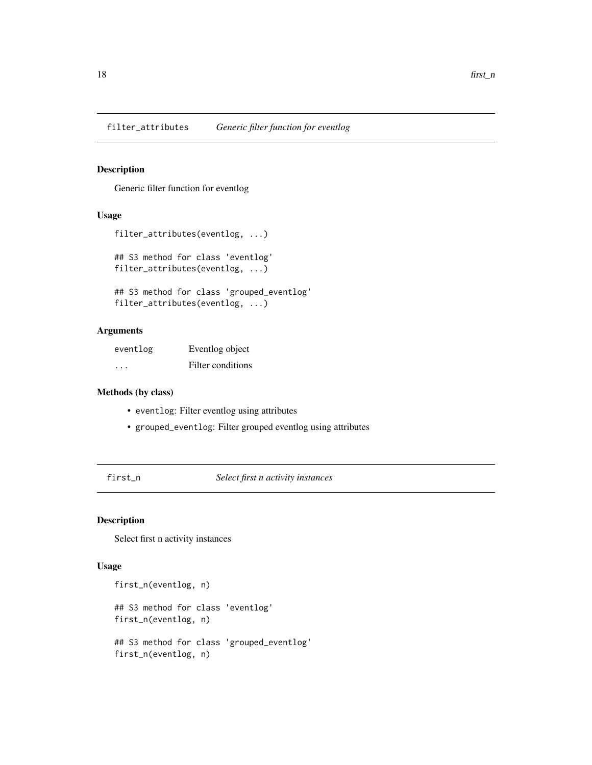## filter_attributes *Generic filter function for eventlog*

### Description

Generic filter function for eventlog

### Usage

```
filter_attributes(eventlog, ...)

## S3 method for class 'eventlog'
filter_attributes(eventlog, ...)

## S3 method for class 'grouped_eventlog'
filter_attributes(eventlog, ...)
```

### Arguments

| | |
|---|---|
| eventlog | Eventlog object |
| ... | Filter conditions |

### Methods (by class)

- `eventlog`: Filter eventlog using attributes
- `grouped_eventlog`: Filter grouped eventlog using attributes

## first_n *Select first n activity instances*

### Description

Select first n activity instances

### Usage

```
first_n(eventlog, n)

## S3 method for class 'eventlog'
first_n(eventlog, n)

## S3 method for class 'grouped_eventlog'
first_n(eventlog, n)
```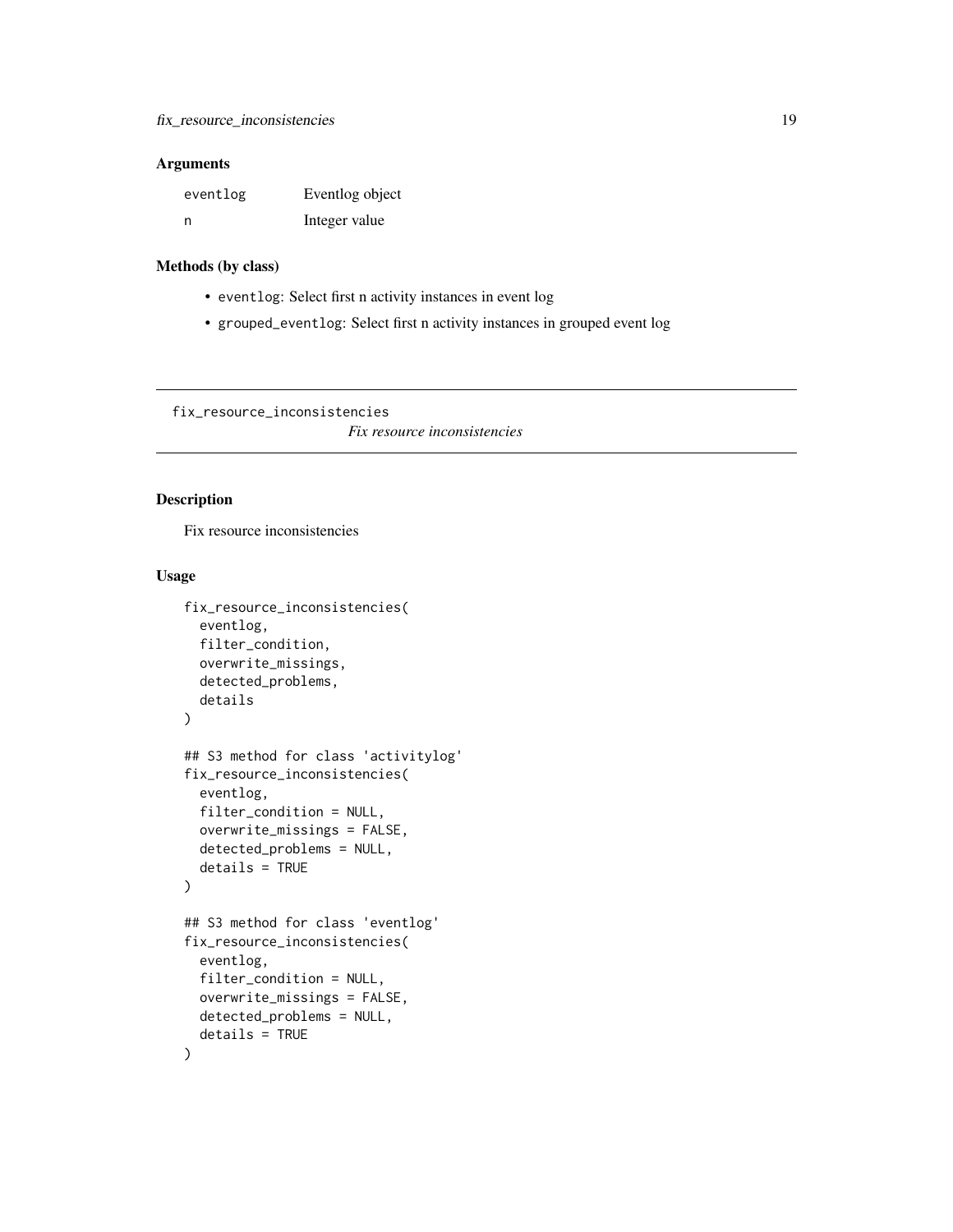### Arguments

| | |
|---|---|
| eventlog | Eventlog object |
| n | Integer value |

### Methods (by class)

- `eventlog`: Select first n activity instances in event log
- `grouped_eventlog`: Select first n activity instances in grouped event log

---

## fix_resource_inconsistencies

*Fix resource inconsistencies*

---

### Description

Fix resource inconsistencies

### Usage

```
fix_resource_inconsistencies(
  eventlog,
  filter_condition,
  overwrite_missings,
  detected_problems,
  details
)

## S3 method for class 'activitylog'
fix_resource_inconsistencies(
  eventlog,
  filter_condition = NULL,
  overwrite_missings = FALSE,
  detected_problems = NULL,
  details = TRUE
)

## S3 method for class 'eventlog'
fix_resource_inconsistencies(
  eventlog,
  filter_condition = NULL,
  overwrite_missings = FALSE,
  detected_problems = NULL,
  details = TRUE
)
```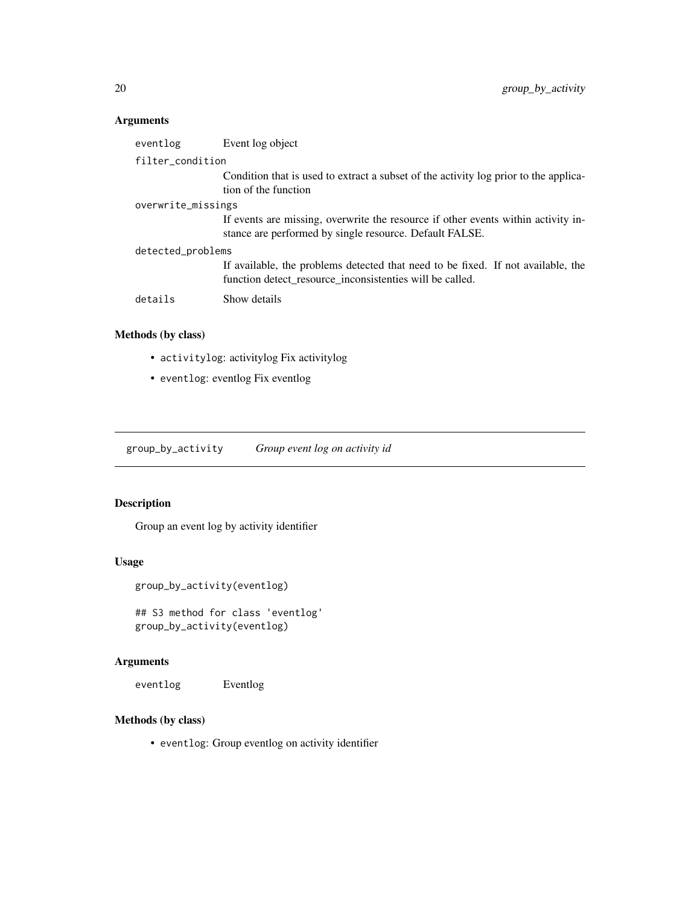### Arguments

| | |
|---|---|
| eventlog | Event log object |
| filter_condition | Condition that is used to extract a subset of the activity log prior to the application of the function |
| overwrite_missings | If events are missing, overwrite the resource if other events within activity instance are performed by single resource. Default FALSE. |
| detected_problems | If available, the problems detected that need to be fixed. If not available, the function detect_resource_inconsistenties will be called. |
| details | Show details |

### Methods (by class)

- `activitylog`: activitylog Fix activitylog
- `eventlog`: eventlog Fix eventlog

---

## group_by_activity *Group event log on activity id*

---

### Description

Group an event log by activity identifier

### Usage

```
group_by_activity(eventlog)

## S3 method for class 'eventlog'
group_by_activity(eventlog)
```

### Arguments

| | |
|---|---|
| eventlog | Eventlog |

### Methods (by class)

- `eventlog`: Group eventlog on activity identifier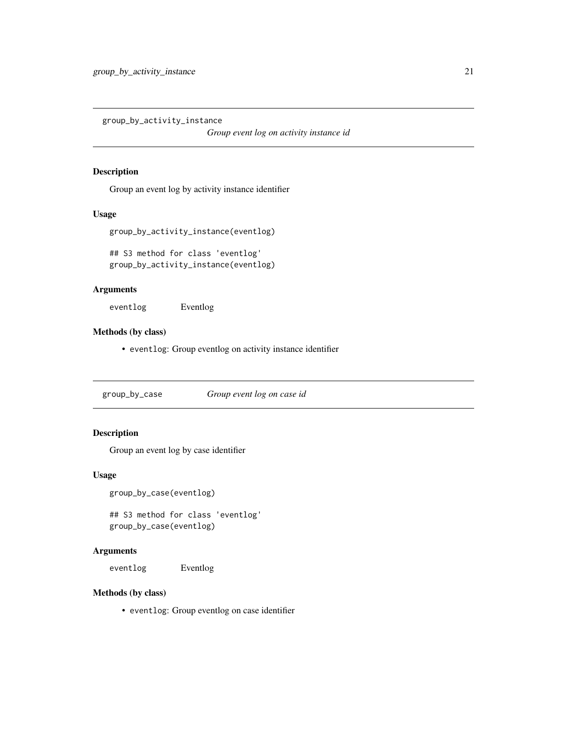## group_by_activity_instance

*Group event log on activity instance id*

### Description

Group an event log by activity instance identifier

### Usage

```
group_by_activity_instance(eventlog)

## S3 method for class 'eventlog'
group_by_activity_instance(eventlog)
```

### Arguments

| | |
|---|---|
| eventlog | Eventlog |

### Methods (by class)

- `eventlog`: Group eventlog on activity instance identifier

## group_by_case

*Group event log on case id*

### Description

Group an event log by case identifier

### Usage

```
group_by_case(eventlog)

## S3 method for class 'eventlog'
group_by_case(eventlog)
```

### Arguments

| | |
|---|---|
| eventlog | Eventlog |

### Methods (by class)

- `eventlog`: Group eventlog on case identifier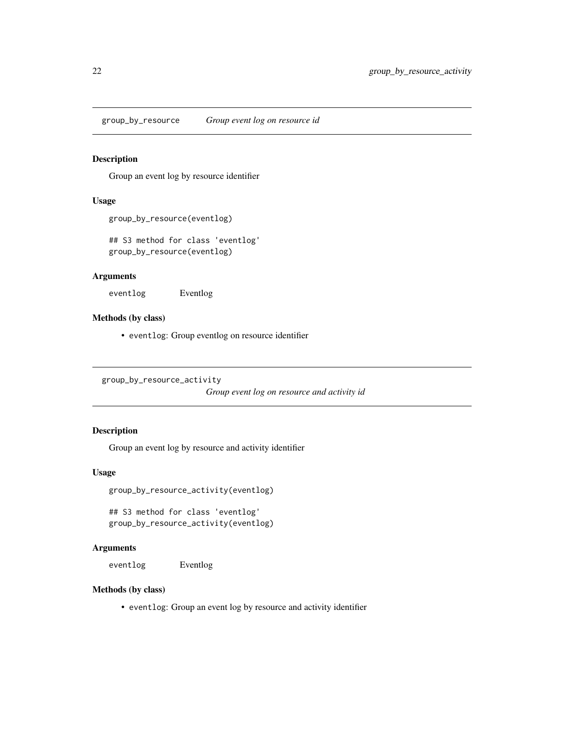## group_by_resource — *Group event log on resource id*

### Description

Group an event log by resource identifier

### Usage

```
group_by_resource(eventlog)

## S3 method for class 'eventlog'
group_by_resource(eventlog)
```

### Arguments

| | |
|---|---|
| `eventlog` | Eventlog |

### Methods (by class)

- `eventlog`: Group eventlog on resource identifier

## group_by_resource_activity — *Group event log on resource and activity id*

### Description

Group an event log by resource and activity identifier

### Usage

```
group_by_resource_activity(eventlog)

## S3 method for class 'eventlog'
group_by_resource_activity(eventlog)
```

### Arguments

| | |
|---|---|
| `eventlog` | Eventlog |

### Methods (by class)

- `eventlog`: Group an event log by resource and activity identifier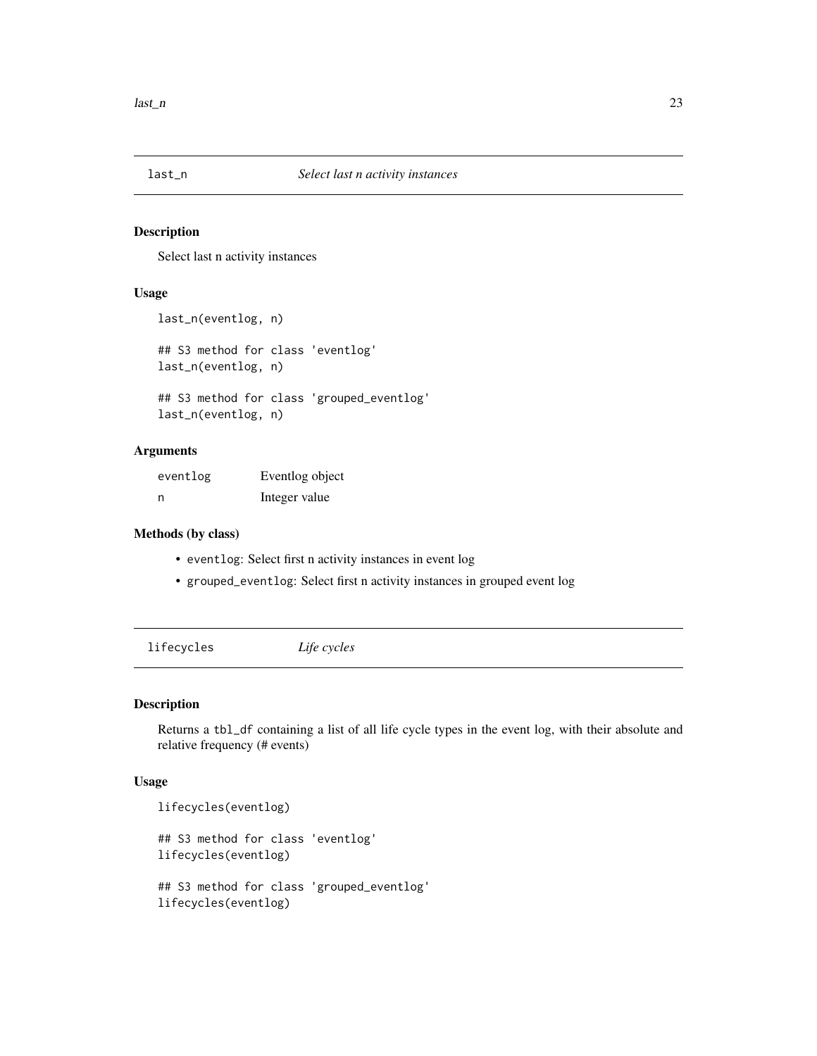## last_n *Select last n activity instances*

### Description

Select last n activity instances

### Usage

```
last_n(eventlog, n)

## S3 method for class 'eventlog'
last_n(eventlog, n)

## S3 method for class 'grouped_eventlog'
last_n(eventlog, n)
```

### Arguments

| | |
|---|---|
| eventlog | Eventlog object |
| n | Integer value |

### Methods (by class)

- `eventlog`: Select first n activity instances in event log
- `grouped_eventlog`: Select first n activity instances in grouped event log

## lifecycles *Life cycles*

### Description

Returns a `tbl_df` containing a list of all life cycle types in the event log, with their absolute and relative frequency (# events)

### Usage

```
lifecycles(eventlog)

## S3 method for class 'eventlog'
lifecycles(eventlog)

## S3 method for class 'grouped_eventlog'
lifecycles(eventlog)
```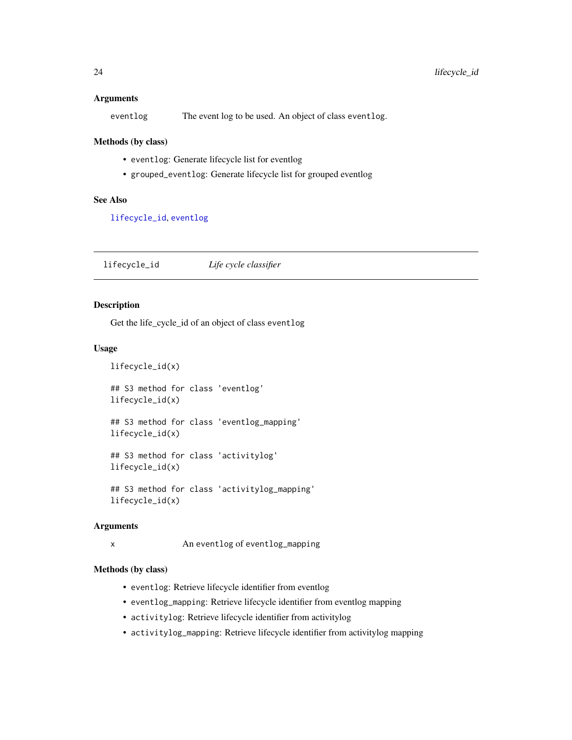### Arguments

`eventlog` The event log to be used. An object of class `eventlog`.

### Methods (by class)

- `eventlog`: Generate lifecycle list for eventlog
- `grouped_eventlog`: Generate lifecycle list for grouped eventlog

### See Also

`lifecycle_id`, `eventlog`

---

## lifecycle_id *Life cycle classifier*

### Description

Get the life_cycle_id of an object of class `eventlog`

### Usage

```
lifecycle_id(x)

## S3 method for class 'eventlog'
lifecycle_id(x)

## S3 method for class 'eventlog_mapping'
lifecycle_id(x)

## S3 method for class 'activitylog'
lifecycle_id(x)

## S3 method for class 'activitylog_mapping'
lifecycle_id(x)
```

### Arguments

`x` An `eventlog` of `eventlog_mapping`

### Methods (by class)

- `eventlog`: Retrieve lifecycle identifier from eventlog
- `eventlog_mapping`: Retrieve lifecycle identifier from eventlog mapping
- `activitylog`: Retrieve lifecycle identifier from activitylog
- `activitylog_mapping`: Retrieve lifecycle identifier from activitylog mapping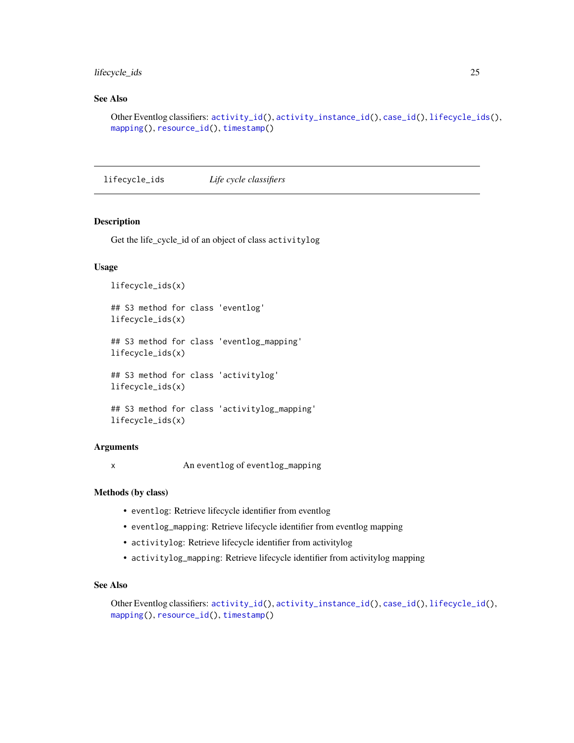### See Also

Other Eventlog classifiers: `activity_id()`, `activity_instance_id()`, `case_id()`, `lifecycle_ids()`, `mapping()`, `resource_id()`, `timestamp()`

---

## lifecycle_ids *Life cycle classifiers*

---

### Description

Get the life_cycle_id of an object of class `activitylog`

### Usage

```
lifecycle_ids(x)

## S3 method for class 'eventlog'
lifecycle_ids(x)

## S3 method for class 'eventlog_mapping'
lifecycle_ids(x)

## S3 method for class 'activitylog'
lifecycle_ids(x)

## S3 method for class 'activitylog_mapping'
lifecycle_ids(x)
```

### Arguments

| | |
|---|---|
| x | An `eventlog` of `eventlog_mapping` |

### Methods (by class)

- `eventlog`: Retrieve lifecycle identifier from eventlog
- `eventlog_mapping`: Retrieve lifecycle identifier from eventlog mapping
- `activitylog`: Retrieve lifecycle identifier from activitylog
- `activitylog_mapping`: Retrieve lifecycle identifier from activitylog mapping

### See Also

Other Eventlog classifiers: `activity_id()`, `activity_instance_id()`, `case_id()`, `lifecycle_id()`, `mapping()`, `resource_id()`, `timestamp()`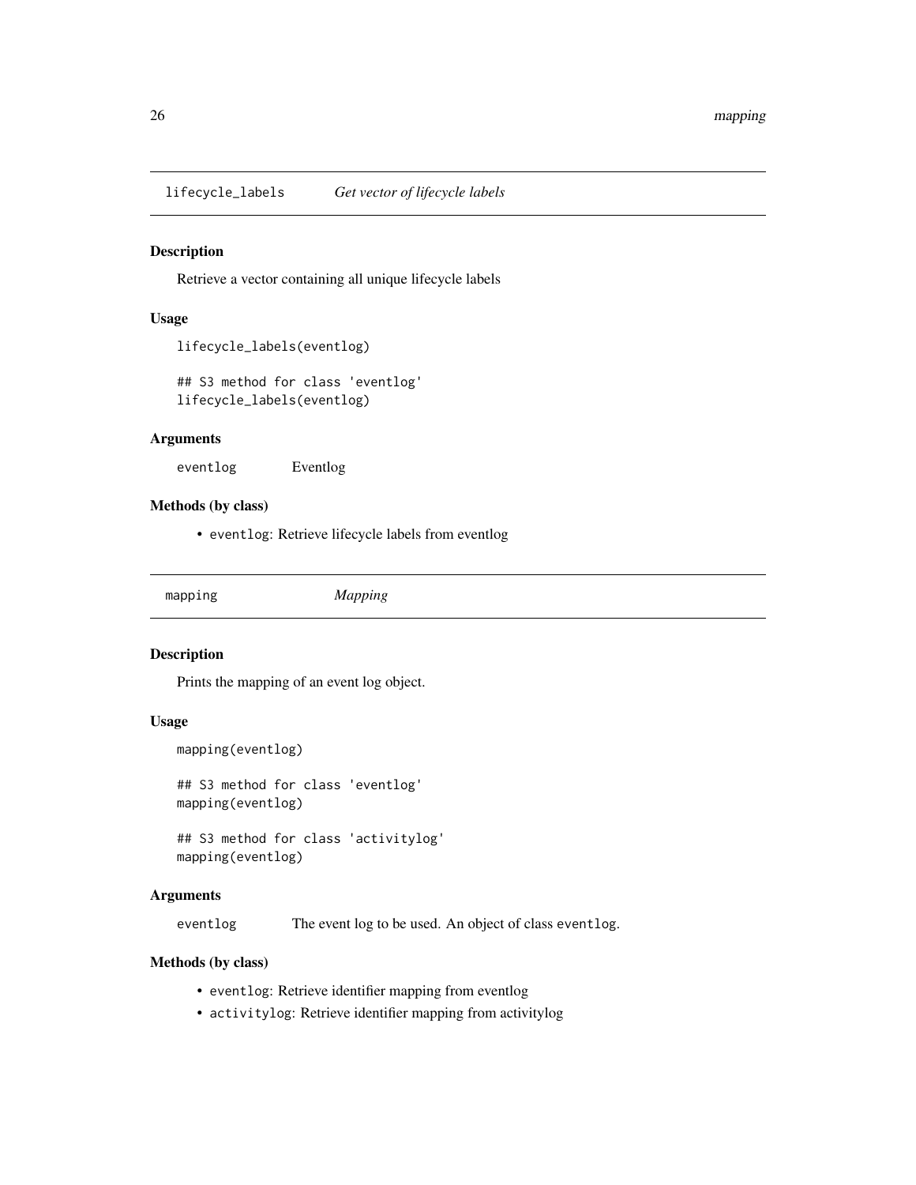## lifecycle_labels *Get vector of lifecycle labels*

### Description

Retrieve a vector containing all unique lifecycle labels

### Usage

```
lifecycle_labels(eventlog)

## S3 method for class 'eventlog'
lifecycle_labels(eventlog)
```

### Arguments

| | |
|---|---|
| eventlog | Eventlog |

### Methods (by class)

- `eventlog`: Retrieve lifecycle labels from eventlog

## mapping *Mapping*

### Description

Prints the mapping of an event log object.

### Usage

```
mapping(eventlog)

## S3 method for class 'eventlog'
mapping(eventlog)

## S3 method for class 'activitylog'
mapping(eventlog)
```

### Arguments

| | |
|---|---|
| eventlog | The event log to be used. An object of class `eventlog`. |

### Methods (by class)

- `eventlog`: Retrieve identifier mapping from eventlog
- `activitylog`: Retrieve identifier mapping from activitylog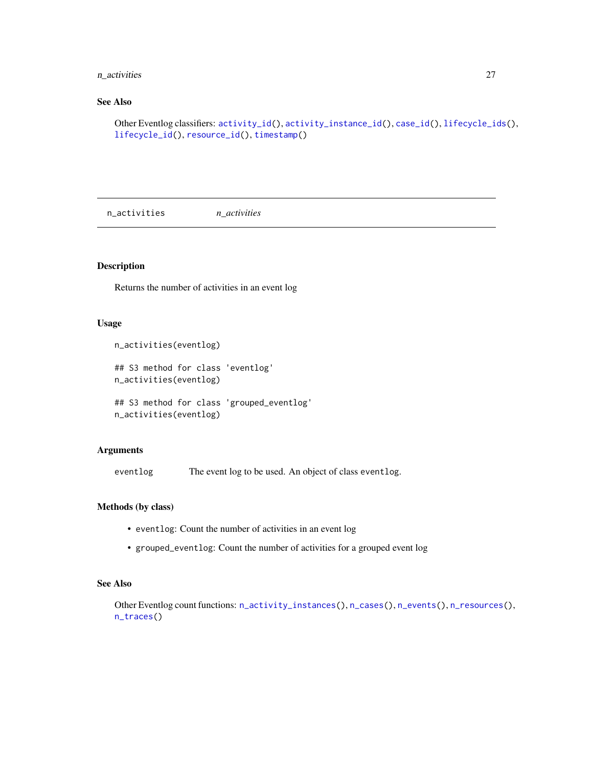### See Also

Other Eventlog classifiers: `activity_id()`, `activity_instance_id()`, `case_id()`, `lifecycle_ids()`, `lifecycle_id()`, `resource_id()`, `timestamp()`

---

## n_activities *n_activities*

---

### Description

Returns the number of activities in an event log

### Usage

```
n_activities(eventlog)

## S3 method for class 'eventlog'
n_activities(eventlog)

## S3 method for class 'grouped_eventlog'
n_activities(eventlog)
```

### Arguments

| | |
|---|---|
| eventlog | The event log to be used. An object of class `eventlog`. |

### Methods (by class)

- `eventlog`: Count the number of activities in an event log
- `grouped_eventlog`: Count the number of activities for a grouped event log

### See Also

Other Eventlog count functions: `n_activity_instances()`, `n_cases()`, `n_events()`, `n_resources()`, `n_traces()`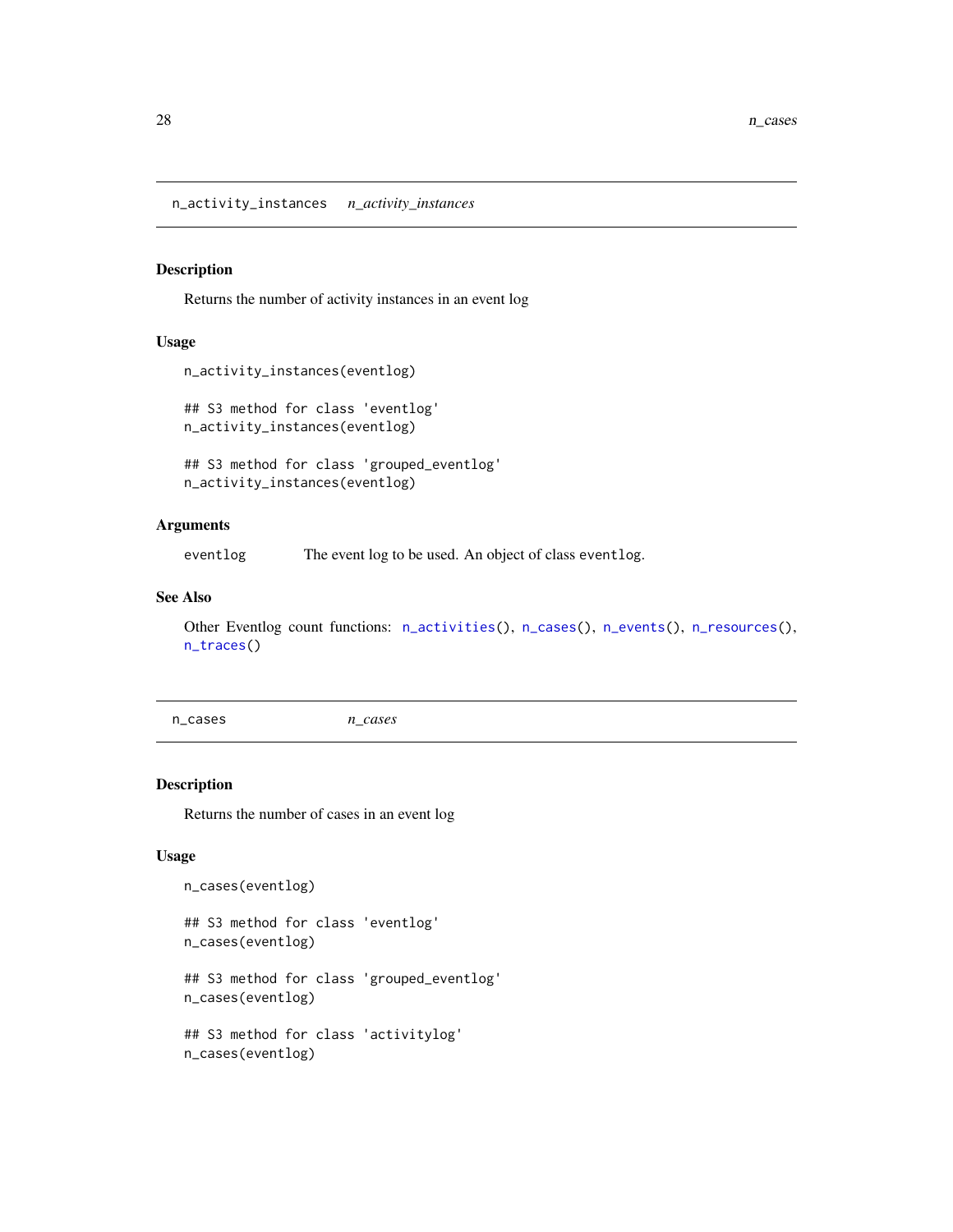## n_activity_instances    *n_activity_instances*

### Description

Returns the number of activity instances in an event log

### Usage

```
n_activity_instances(eventlog)

## S3 method for class 'eventlog'
n_activity_instances(eventlog)

## S3 method for class 'grouped_eventlog'
n_activity_instances(eventlog)
```

### Arguments

| | |
|---|---|
| eventlog | The event log to be used. An object of class eventlog. |

### See Also

Other Eventlog count functions: n_activities(), n_cases(), n_events(), n_resources(), n_traces()

## n_cases    *n_cases*

### Description

Returns the number of cases in an event log

### Usage

```
n_cases(eventlog)

## S3 method for class 'eventlog'
n_cases(eventlog)

## S3 method for class 'grouped_eventlog'
n_cases(eventlog)

## S3 method for class 'activitylog'
n_cases(eventlog)
```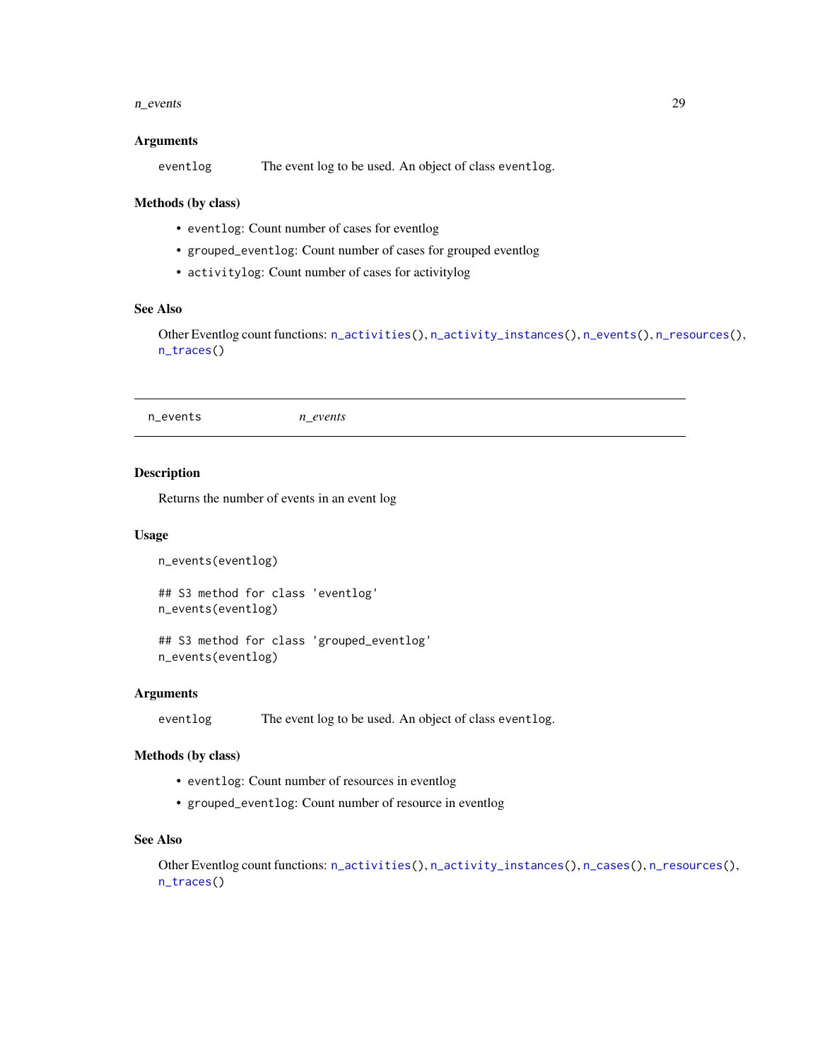### Arguments

`eventlog` The event log to be used. An object of class `eventlog`.

### Methods (by class)

- `eventlog`: Count number of cases for eventlog
- `grouped_eventlog`: Count number of cases for grouped eventlog
- `activitylog`: Count number of cases for activitylog

### See Also

Other Eventlog count functions: `n_activities()`, `n_activity_instances()`, `n_events()`, `n_resources()`, `n_traces()`

---

## n_events *n_events*

---

### Description

Returns the number of events in an event log

### Usage

```
n_events(eventlog)

## S3 method for class 'eventlog'
n_events(eventlog)

## S3 method for class 'grouped_eventlog'
n_events(eventlog)
```

### Arguments

`eventlog` The event log to be used. An object of class `eventlog`.

### Methods (by class)

- `eventlog`: Count number of resources in eventlog
- `grouped_eventlog`: Count number of resource in eventlog

### See Also

Other Eventlog count functions: `n_activities()`, `n_activity_instances()`, `n_cases()`, `n_resources()`, `n_traces()`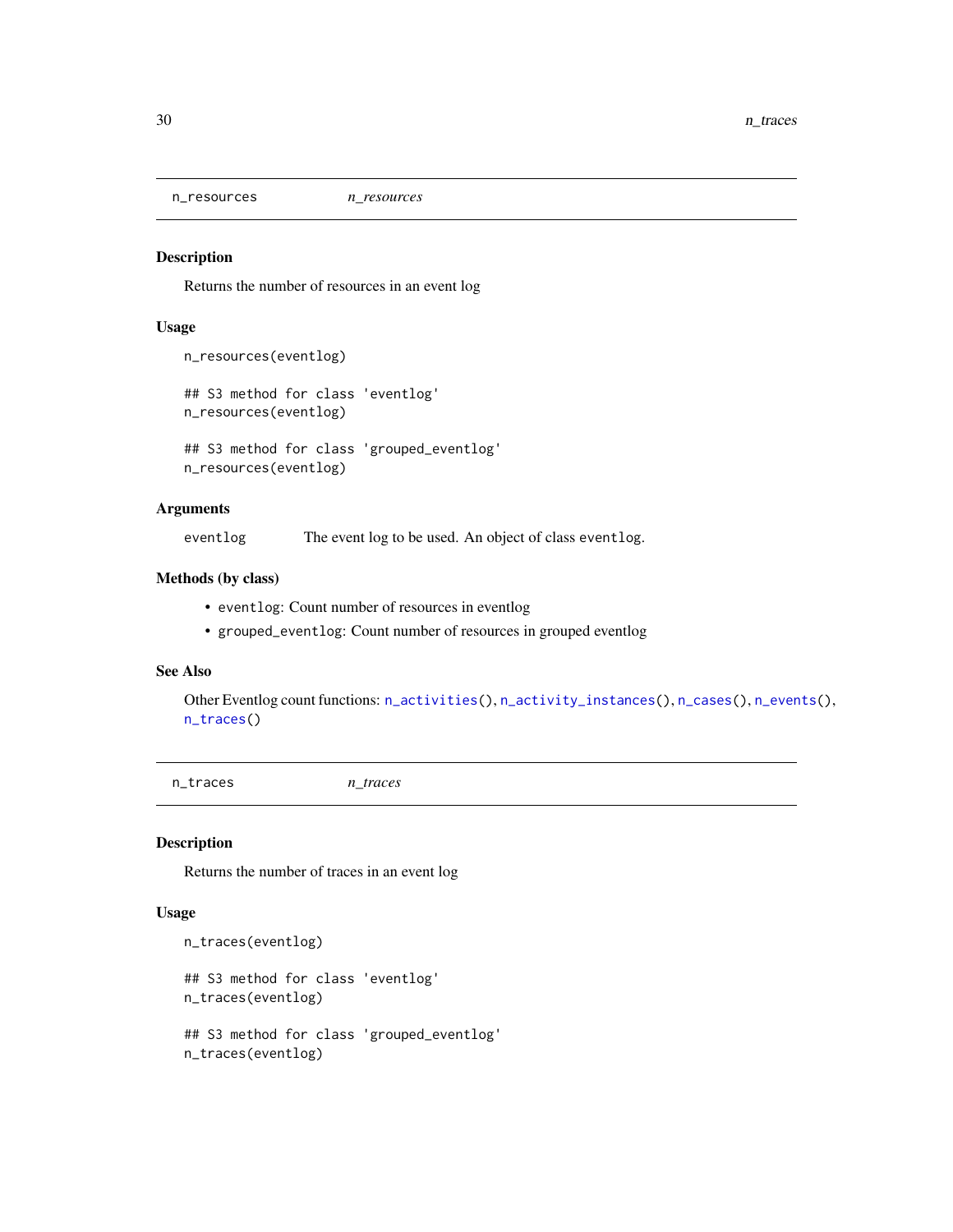## n_resources *n_resources*

### Description

Returns the number of resources in an event log

### Usage

```
n_resources(eventlog)

## S3 method for class 'eventlog'
n_resources(eventlog)

## S3 method for class 'grouped_eventlog'
n_resources(eventlog)
```

### Arguments

| | |
|---|---|
| eventlog | The event log to be used. An object of class eventlog. |

### Methods (by class)

- eventlog: Count number of resources in eventlog
- grouped_eventlog: Count number of resources in grouped eventlog

### See Also

Other Eventlog count functions: n_activities(), n_activity_instances(), n_cases(), n_events(), n_traces()

## n_traces *n_traces*

### Description

Returns the number of traces in an event log

### Usage

```
n_traces(eventlog)

## S3 method for class 'eventlog'
n_traces(eventlog)

## S3 method for class 'grouped_eventlog'
n_traces(eventlog)
```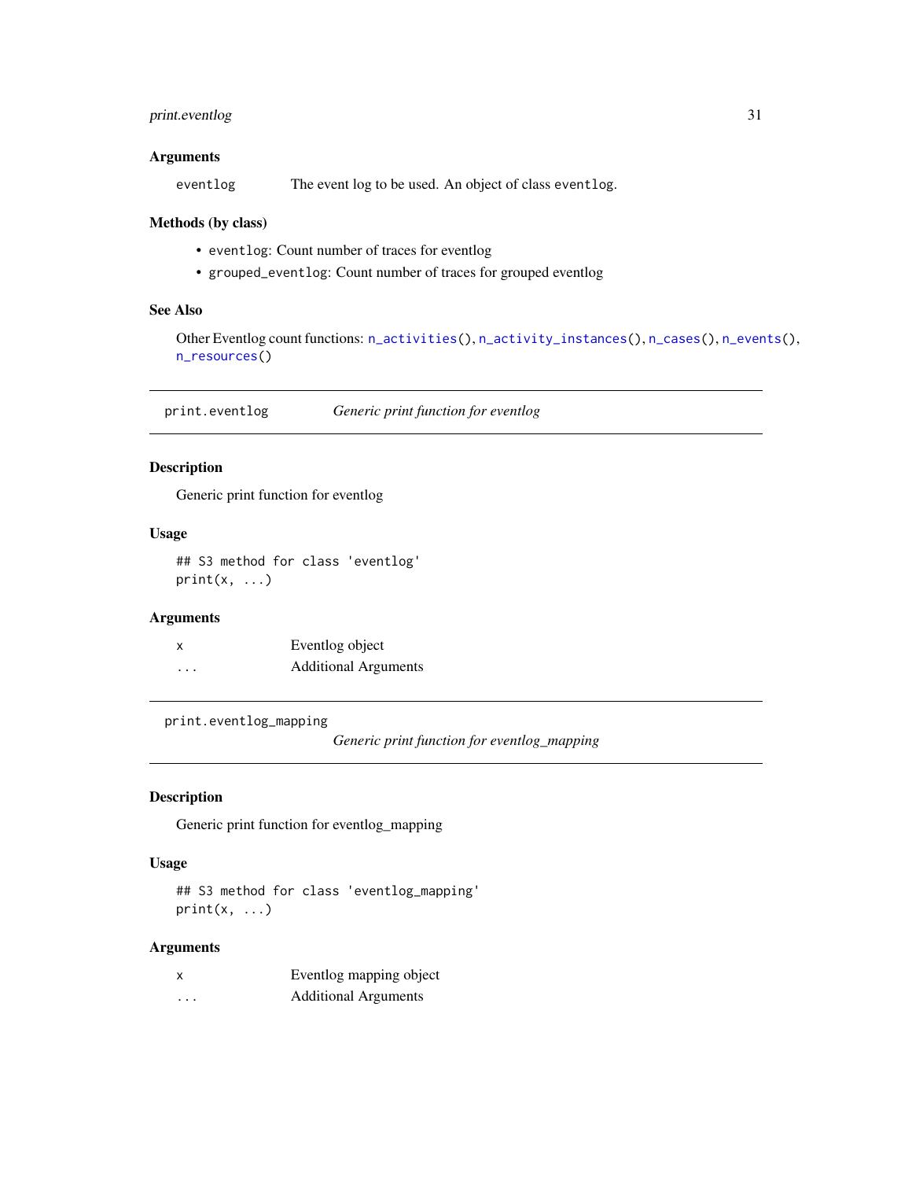### Arguments

`eventlog` The event log to be used. An object of class `eventlog`.

### Methods (by class)

- `eventlog`: Count number of traces for eventlog
- `grouped_eventlog`: Count number of traces for grouped eventlog

### See Also

Other Eventlog count functions: `n_activities()`, `n_activity_instances()`, `n_cases()`, `n_events()`, `n_resources()`

---

## print.eventlog *Generic print function for eventlog*

### Description

Generic print function for eventlog

### Usage

```
## S3 method for class 'eventlog'
print(x, ...)
```

### Arguments

| | |
|---|---|
| `x` | Eventlog object |
| `...` | Additional Arguments |

---

## print.eventlog_mapping *Generic print function for eventlog_mapping*

### Description

Generic print function for eventlog_mapping

### Usage

```
## S3 method for class 'eventlog_mapping'
print(x, ...)
```

### Arguments

| | |
|---|---|
| `x` | Eventlog mapping object |
| `...` | Additional Arguments |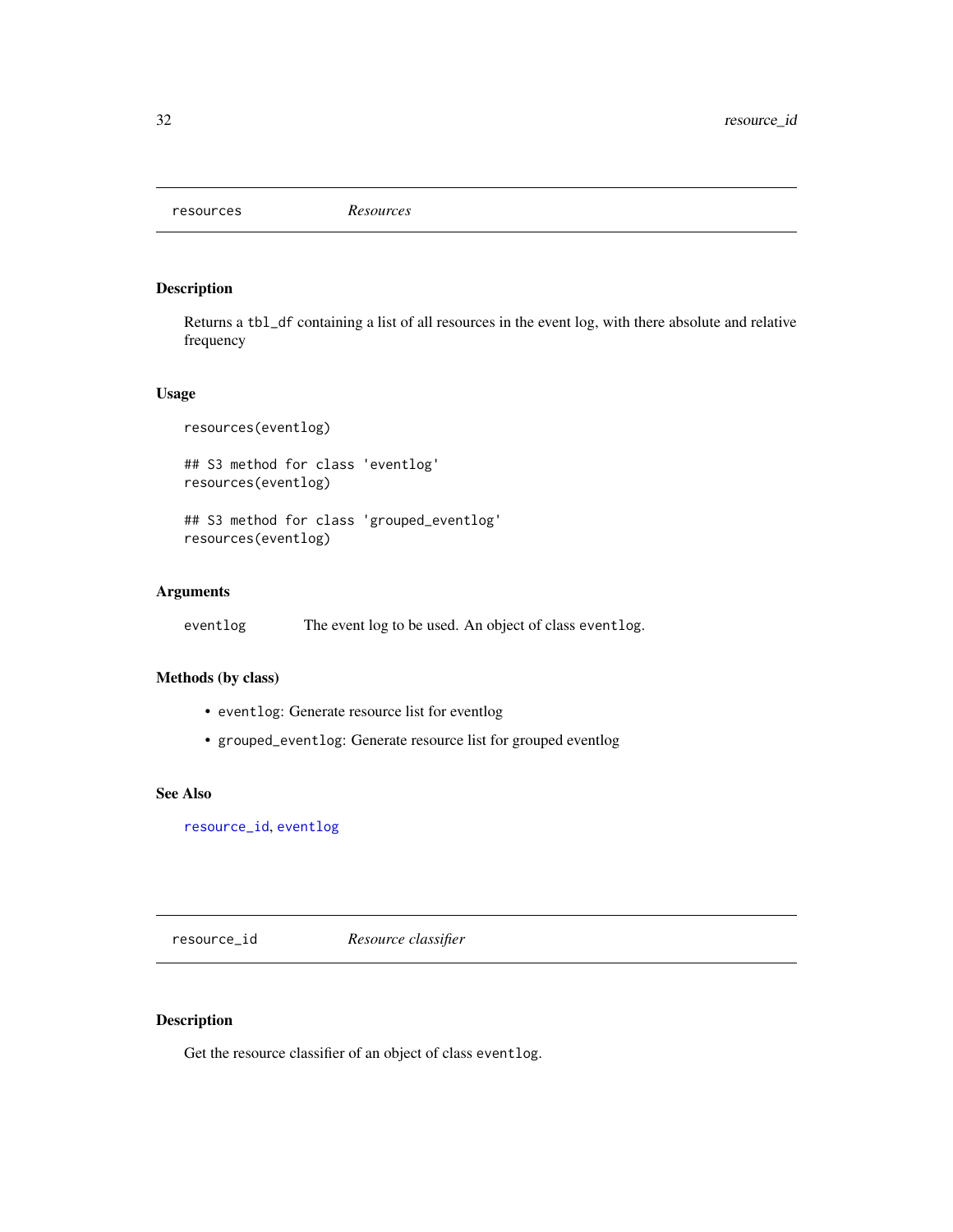## resources — *Resources*

### Description

Returns a `tbl_df` containing a list of all resources in the event log, with there absolute and relative frequency

### Usage

```
resources(eventlog)

## S3 method for class 'eventlog'
resources(eventlog)

## S3 method for class 'grouped_eventlog'
resources(eventlog)
```

### Arguments

| | |
|---|---|
| `eventlog` | The event log to be used. An object of class `eventlog`. |

### Methods (by class)

- `eventlog`: Generate resource list for eventlog
- `grouped_eventlog`: Generate resource list for grouped eventlog

### See Also

`resource_id`, `eventlog`

## resource_id — *Resource classifier*

### Description

Get the resource classifier of an object of class `eventlog`.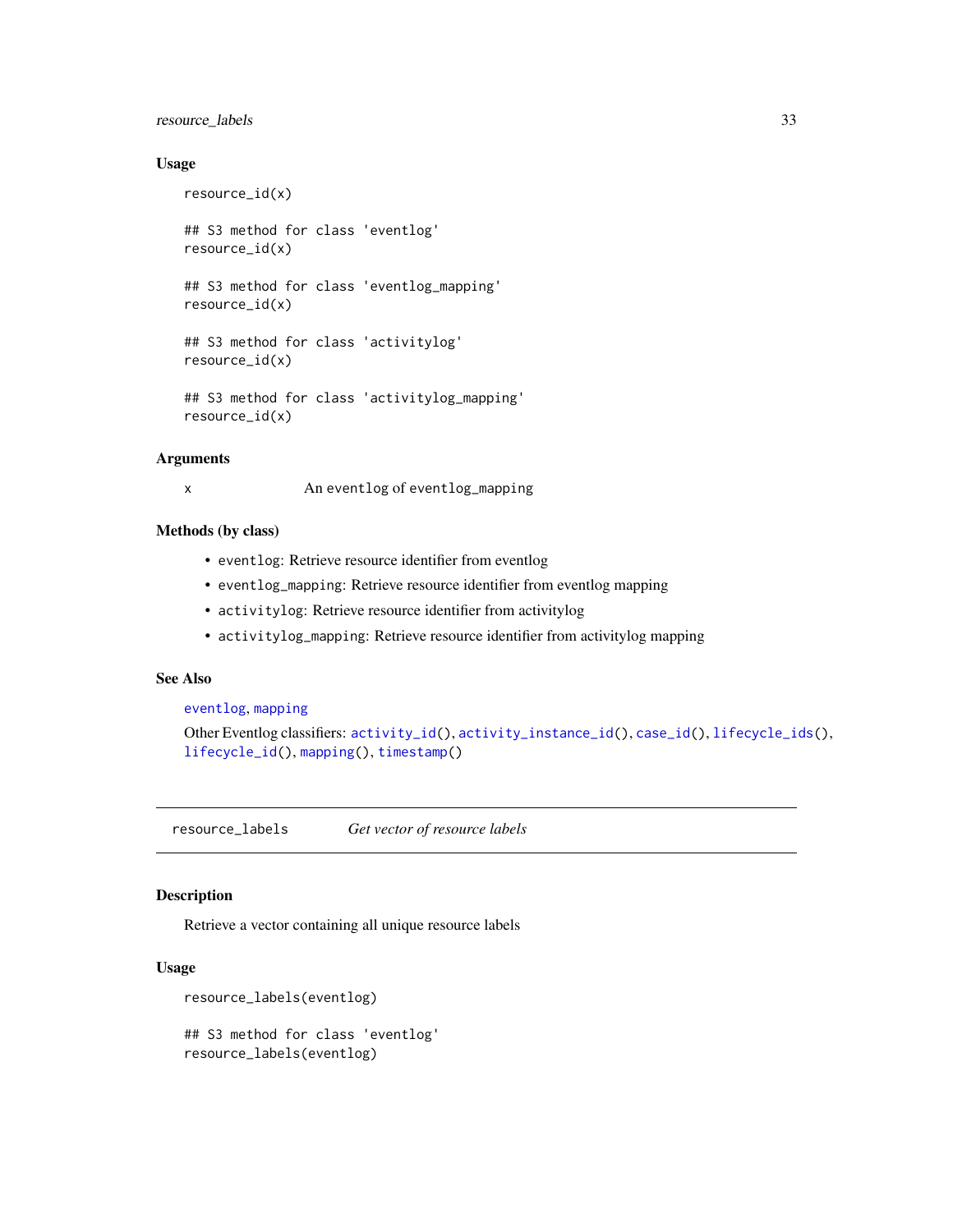### Usage

```
resource_id(x)

## S3 method for class 'eventlog'
resource_id(x)

## S3 method for class 'eventlog_mapping'
resource_id(x)

## S3 method for class 'activitylog'
resource_id(x)

## S3 method for class 'activitylog_mapping'
resource_id(x)
```

### Arguments

| | |
|---|---|
| `x` | An `eventlog` of `eventlog_mapping` |

### Methods (by class)

- `eventlog`: Retrieve resource identifier from eventlog
- `eventlog_mapping`: Retrieve resource identifier from eventlog mapping
- `activitylog`: Retrieve resource identifier from activitylog
- `activitylog_mapping`: Retrieve resource identifier from activitylog mapping

### See Also

`eventlog`, `mapping`

Other Eventlog classifiers: `activity_id()`, `activity_instance_id()`, `case_id()`, `lifecycle_ids()`, `lifecycle_id()`, `mapping()`, `timestamp()`

---

## `resource_labels` *Get vector of resource labels*

---

### Description

Retrieve a vector containing all unique resource labels

### Usage

```
resource_labels(eventlog)

## S3 method for class 'eventlog'
resource_labels(eventlog)
```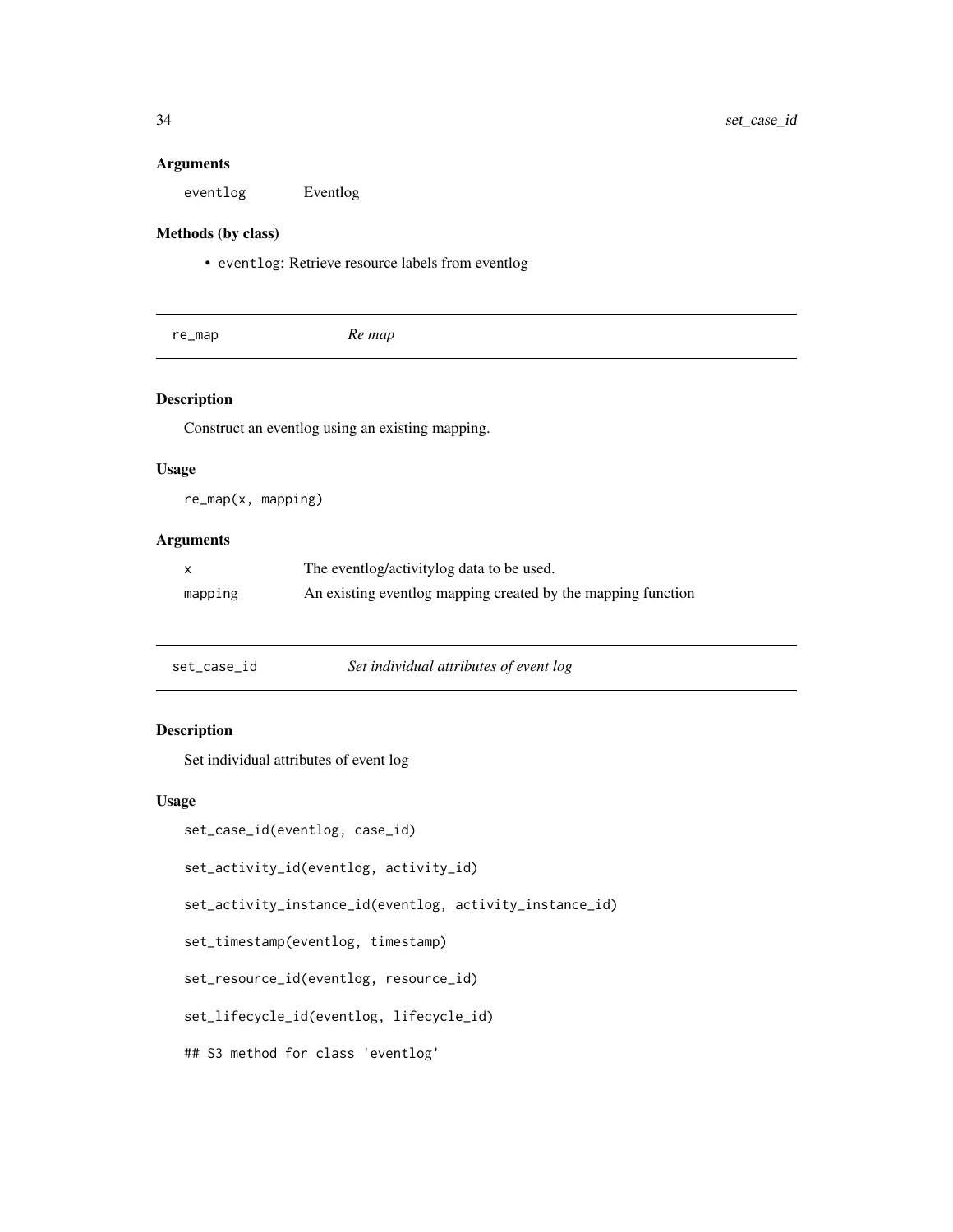### Arguments

| | |
|---|---|
| `eventlog` | Eventlog |

### Methods (by class)

- `eventlog`: Retrieve resource labels from eventlog

---

## re_map — *Re map*

### Description

Construct an eventlog using an existing mapping.

### Usage

```
re_map(x, mapping)
```

### Arguments

| | |
|---|---|
| `x` | The eventlog/activitylog data to be used. |
| `mapping` | An existing eventlog mapping created by the mapping function |

---

## set_case_id — *Set individual attributes of event log*

### Description

Set individual attributes of event log

### Usage

```
set_case_id(eventlog, case_id)

set_activity_id(eventlog, activity_id)

set_activity_instance_id(eventlog, activity_instance_id)

set_timestamp(eventlog, timestamp)

set_resource_id(eventlog, resource_id)

set_lifecycle_id(eventlog, lifecycle_id)

## S3 method for class 'eventlog'
```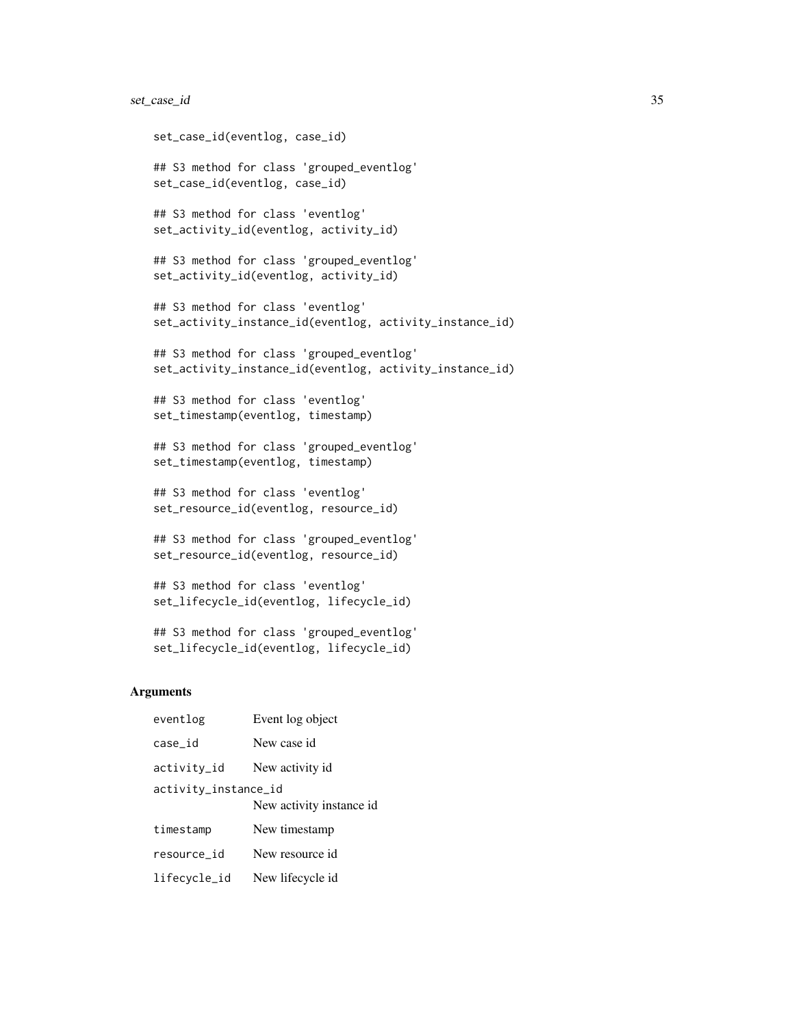```
set_case_id(eventlog, case_id)

## S3 method for class 'grouped_eventlog'
set_case_id(eventlog, case_id)

## S3 method for class 'eventlog'
set_activity_id(eventlog, activity_id)

## S3 method for class 'grouped_eventlog'
set_activity_id(eventlog, activity_id)

## S3 method for class 'eventlog'
set_activity_instance_id(eventlog, activity_instance_id)

## S3 method for class 'grouped_eventlog'
set_activity_instance_id(eventlog, activity_instance_id)

## S3 method for class 'eventlog'
set_timestamp(eventlog, timestamp)

## S3 method for class 'grouped_eventlog'
set_timestamp(eventlog, timestamp)

## S3 method for class 'eventlog'
set_resource_id(eventlog, resource_id)

## S3 method for class 'grouped_eventlog'
set_resource_id(eventlog, resource_id)

## S3 method for class 'eventlog'
set_lifecycle_id(eventlog, lifecycle_id)

## S3 method for class 'grouped_eventlog'
set_lifecycle_id(eventlog, lifecycle_id)
```

## Arguments

| | |
|---|---|
| `eventlog` | Event log object |
| `case_id` | New case id |
| `activity_id` | New activity id |
| `activity_instance_id` | New activity instance id |
| `timestamp` | New timestamp |
| `resource_id` | New resource id |
| `lifecycle_id` | New lifecycle id |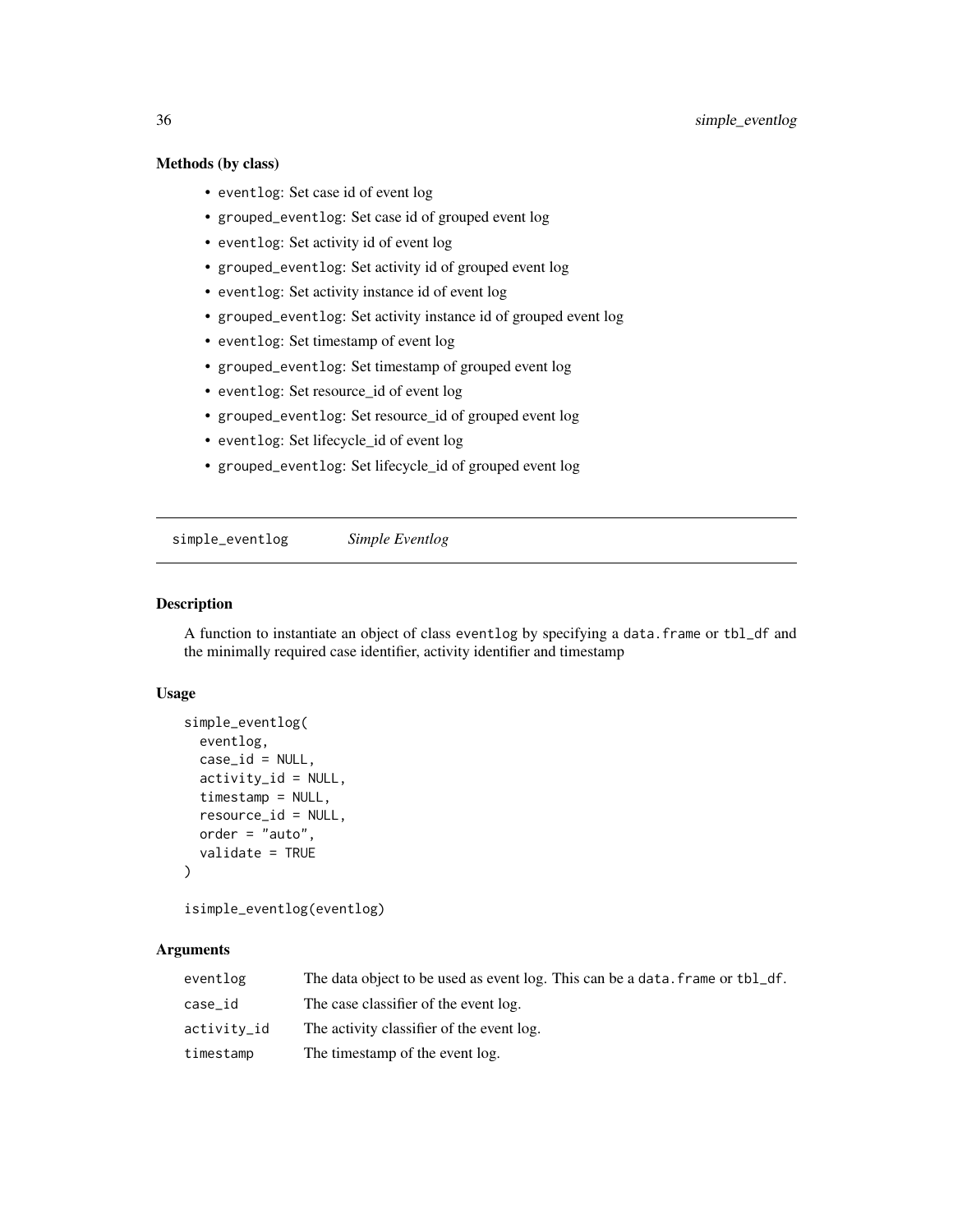### Methods (by class)

- `eventlog`: Set case id of event log
- `grouped_eventlog`: Set case id of grouped event log
- `eventlog`: Set activity id of event log
- `grouped_eventlog`: Set activity id of grouped event log
- `eventlog`: Set activity instance id of event log
- `grouped_eventlog`: Set activity instance id of grouped event log
- `eventlog`: Set timestamp of event log
- `grouped_eventlog`: Set timestamp of grouped event log
- `eventlog`: Set resource_id of event log
- `grouped_eventlog`: Set resource_id of grouped event log
- `eventlog`: Set lifecycle_id of event log
- `grouped_eventlog`: Set lifecycle_id of grouped event log

---

## simple_eventlog *Simple Eventlog*

---

### Description

A function to instantiate an object of class `eventlog` by specifying a `data.frame` or `tbl_df` and the minimally required case identifier, activity identifier and timestamp

### Usage

```
simple_eventlog(
  eventlog,
  case_id = NULL,
  activity_id = NULL,
  timestamp = NULL,
  resource_id = NULL,
  order = "auto",
  validate = TRUE
)

isimple_eventlog(eventlog)
```

### Arguments

| | |
|---|---|
| `eventlog` | The data object to be used as event log. This can be a `data.frame` or `tbl_df`. |
| `case_id` | The case classifier of the event log. |
| `activity_id` | The activity classifier of the event log. |
| `timestamp` | The timestamp of the event log. |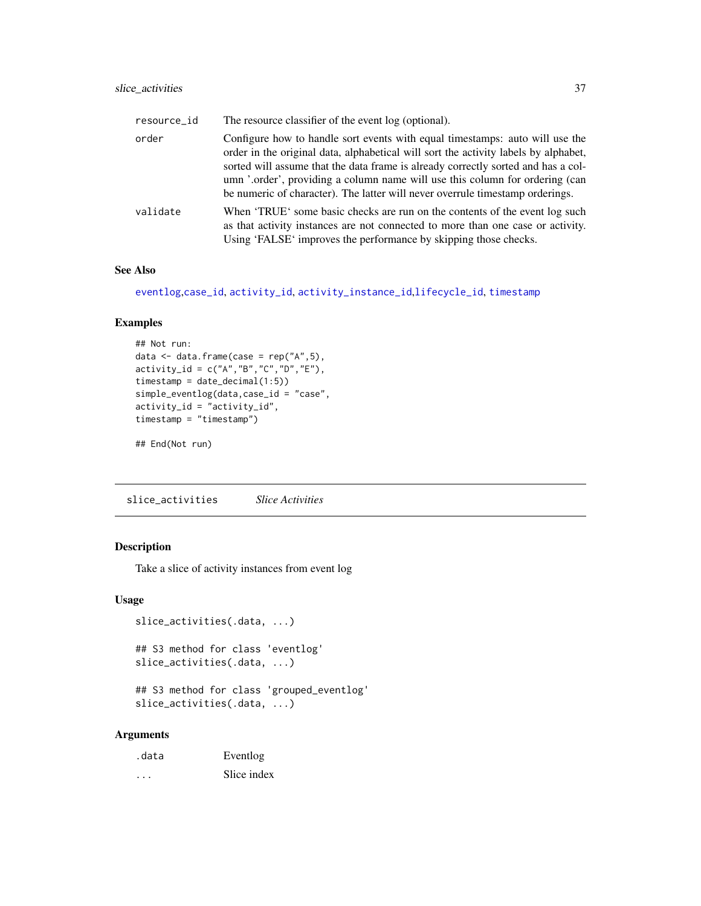| | |
|---|---|
| resource_id | The resource classifier of the event log (optional). |
| order | Configure how to handle sort events with equal timestamps: auto will use the order in the original data, alphabetical will sort the activity labels by alphabet, sorted will assume that the data frame is already correctly sorted and has a column '.order', providing a column name will use this column for ordering (can be numeric of character). The latter will never overrule timestamp orderings. |
| validate | When 'TRUE' some basic checks are run on the contents of the event log such as that activity instances are not connected to more than one case or activity. Using 'FALSE' improves the performance by skipping those checks. |

### See Also

eventlog,case_id, activity_id, activity_instance_id,lifecycle_id, timestamp

### Examples

```
## Not run:
data <- data.frame(case = rep("A",5),
activity_id = c("A","B","C","D","E"),
timestamp = date_decimal(1:5))
simple_eventlog(data,case_id = "case",
activity_id = "activity_id",
timestamp = "timestamp")

## End(Not run)
```

---

## slice_activities *Slice Activities*

### Description

Take a slice of activity instances from event log

### Usage

```
slice_activities(.data, ...)

## S3 method for class 'eventlog'
slice_activities(.data, ...)

## S3 method for class 'grouped_eventlog'
slice_activities(.data, ...)
```

### Arguments

| | |
|---|---|
| .data | Eventlog |
| ... | Slice index |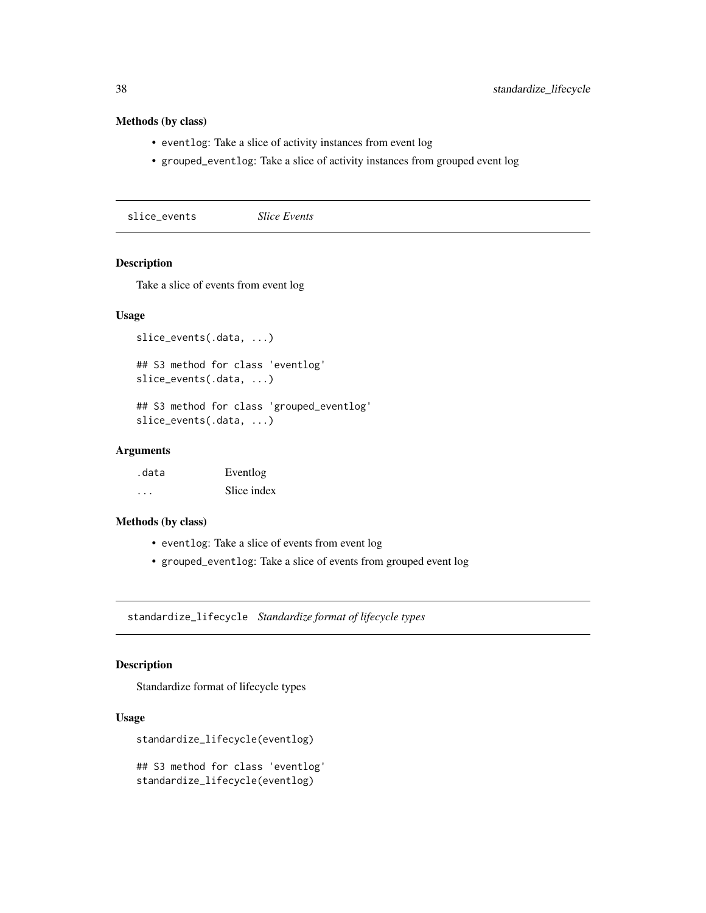### Methods (by class)

- `eventlog`: Take a slice of activity instances from event log
- `grouped_eventlog`: Take a slice of activity instances from grouped event log

---

## slice_events *Slice Events*

### Description

Take a slice of events from event log

### Usage

```
slice_events(.data, ...)

## S3 method for class 'eventlog'
slice_events(.data, ...)

## S3 method for class 'grouped_eventlog'
slice_events(.data, ...)
```

### Arguments

| | |
|---|---|
| `.data` | Eventlog |
| `...` | Slice index |

### Methods (by class)

- `eventlog`: Take a slice of events from event log
- `grouped_eventlog`: Take a slice of events from grouped event log

---

## standardize_lifecycle *Standardize format of lifecycle types*

### Description

Standardize format of lifecycle types

### Usage

```
standardize_lifecycle(eventlog)

## S3 method for class 'eventlog'
standardize_lifecycle(eventlog)
```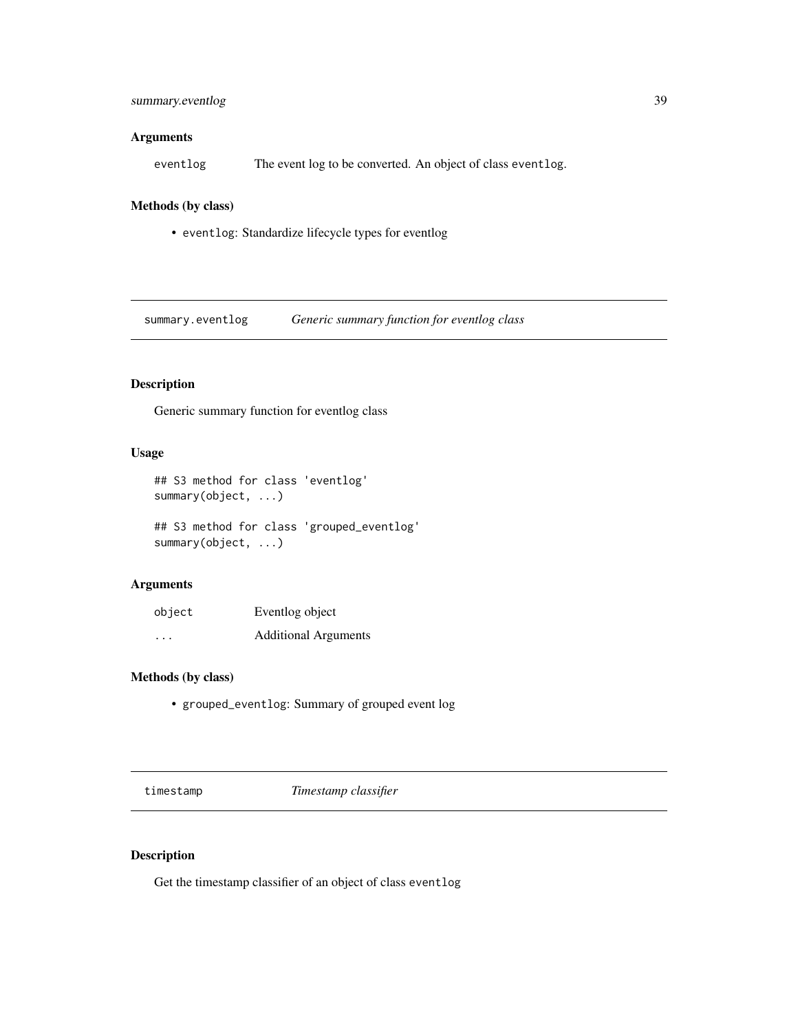### Arguments

| | |
|---|---|
| `eventlog` | The event log to be converted. An object of class `eventlog`. |

### Methods (by class)

- `eventlog`: Standardize lifecycle types for eventlog

---

## `summary.eventlog` *Generic summary function for eventlog class*

### Description

Generic summary function for eventlog class

### Usage

```
## S3 method for class 'eventlog'
summary(object, ...)

## S3 method for class 'grouped_eventlog'
summary(object, ...)
```

### Arguments

| | |
|---|---|
| `object` | Eventlog object |
| `...` | Additional Arguments |

### Methods (by class)

- `grouped_eventlog`: Summary of grouped event log

---

## `timestamp` *Timestamp classifier*

### Description

Get the timestamp classifier of an object of class `eventlog`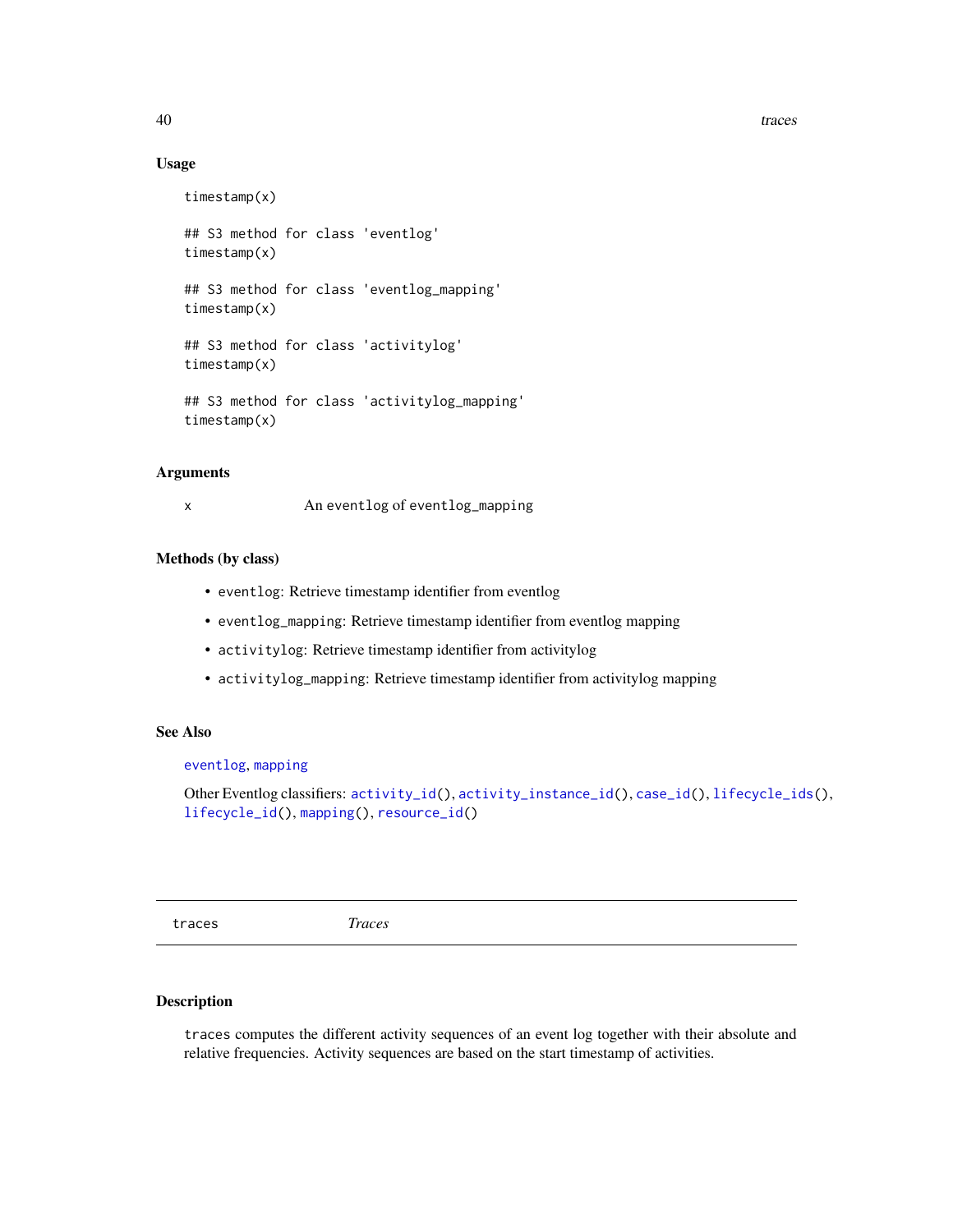### Usage

```
timestamp(x)

## S3 method for class 'eventlog'
timestamp(x)

## S3 method for class 'eventlog_mapping'
timestamp(x)

## S3 method for class 'activitylog'
timestamp(x)

## S3 method for class 'activitylog_mapping'
timestamp(x)
```

### Arguments

| | |
|---|---|
| x | An `eventlog` of `eventlog_mapping` |

### Methods (by class)

- `eventlog`: Retrieve timestamp identifier from eventlog
- `eventlog_mapping`: Retrieve timestamp identifier from eventlog mapping
- `activitylog`: Retrieve timestamp identifier from activitylog
- `activitylog_mapping`: Retrieve timestamp identifier from activitylog mapping

### See Also

`eventlog`, `mapping`

Other Eventlog classifiers: `activity_id()`, `activity_instance_id()`, `case_id()`, `lifecycle_ids()`, `lifecycle_id()`, `mapping()`, `resource_id()`

---

## traces *Traces*

### Description

`traces` computes the different activity sequences of an event log together with their absolute and relative frequencies. Activity sequences are based on the start timestamp of activities.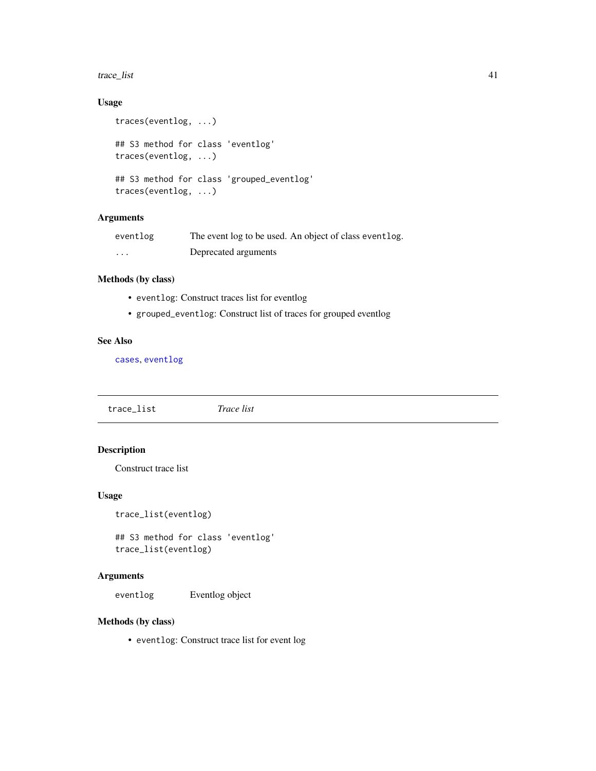### Usage

```
traces(eventlog, ...)

## S3 method for class 'eventlog'
traces(eventlog, ...)

## S3 method for class 'grouped_eventlog'
traces(eventlog, ...)
```

### Arguments

| | |
|---|---|
| eventlog | The event log to be used. An object of class eventlog. |
| ... | Deprecated arguments |

### Methods (by class)

- eventlog: Construct traces list for eventlog
- grouped_eventlog: Construct list of traces for grouped eventlog

### See Also

cases, eventlog

---

## trace_list — *Trace list*

---

### Description

Construct trace list

### Usage

```
trace_list(eventlog)

## S3 method for class 'eventlog'
trace_list(eventlog)
```

### Arguments

| | |
|---|---|
| eventlog | Eventlog object |

### Methods (by class)

- eventlog: Construct trace list for event log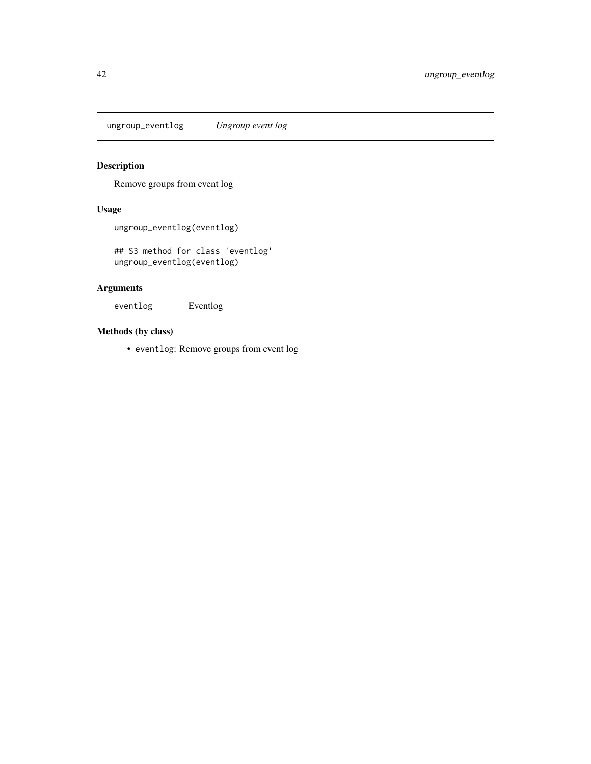## ungroup_eventlog *Ungroup event log*

### Description

Remove groups from event log

### Usage

```
ungroup_eventlog(eventlog)

## S3 method for class 'eventlog'
ungroup_eventlog(eventlog)
```

### Arguments

| | |
|---|---|
| eventlog | Eventlog |

### Methods (by class)

- eventlog: Remove groups from event log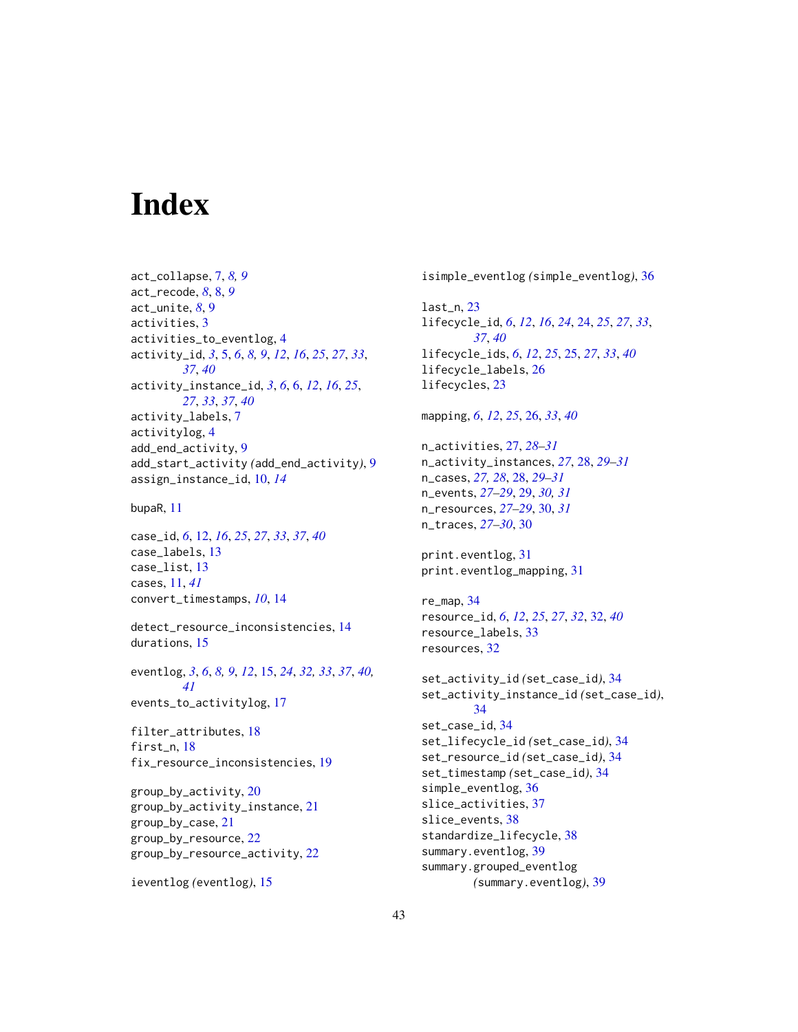# Index

act_collapse, 7, *8, 9*
act_recode, *8*, 8, *9*
act_unite, *8*, 9
activities, 3
activities_to_eventlog, 4
activity_id, *3*, 5, *6*, *8, 9*, *12*, *16*, *25*, *27*, *33*, *37*, *40*
activity_instance_id, *3*, *6*, 6, *12*, *16*, *25*, *27*, *33*, *37*, *40*
activity_labels, 7
activitylog, 4
add_end_activity, 9
add_start_activity *(*add_end_activity*)*, 9
assign_instance_id, 10, *14*

bupaR, 11

case_id, *6*, 12, *16*, *25*, *27*, *33*, *37*, *40*
case_labels, 13
case_list, 13
cases, 11, *41*
convert_timestamps, *10*, 14

detect_resource_inconsistencies, 14
durations, 15

eventlog, *3*, *6*, *8, 9*, *12*, 15, *24*, *32, 33*, *37*, *40, 41*
events_to_activitylog, 17

filter_attributes, 18
first_n, 18
fix_resource_inconsistencies, 19

group_by_activity, 20
group_by_activity_instance, 21
group_by_case, 21
group_by_resource, 22
group_by_resource_activity, 22

ieventlog *(*eventlog*)*, 15

isimple_eventlog *(*simple_eventlog*)*, 36

last_n, 23
lifecycle_id, *6*, *12*, *16*, *24*, 24, *25*, *27*, *33*, *37*, *40*
lifecycle_ids, *6*, *12*, *25*, 25, *27*, *33*, *40*
lifecycle_labels, 26
lifecycles, 23

mapping, *6*, *12*, *25*, 26, *33*, *40*

n_activities, 27, *28–31*
n_activity_instances, *27*, 28, *29–31*
n_cases, *27, 28*, 28, *29–31*
n_events, *27–29*, 29, *30, 31*
n_resources, *27–29*, 30, *31*
n_traces, *27–30*, 30

print.eventlog, 31
print.eventlog_mapping, 31

re_map, 34
resource_id, *6*, *12*, *25*, *27*, *32*, 32, *40*
resource_labels, 33
resources, 32

set_activity_id *(*set_case_id*)*, 34
set_activity_instance_id *(*set_case_id*)*, 34
set_case_id, 34
set_lifecycle_id *(*set_case_id*)*, 34
set_resource_id *(*set_case_id*)*, 34
set_timestamp *(*set_case_id*)*, 34
simple_eventlog, 36
slice_activities, 37
slice_events, 38
standardize_lifecycle, 38
summary.eventlog, 39
summary.grouped_eventlog *(*summary.eventlog*)*, 39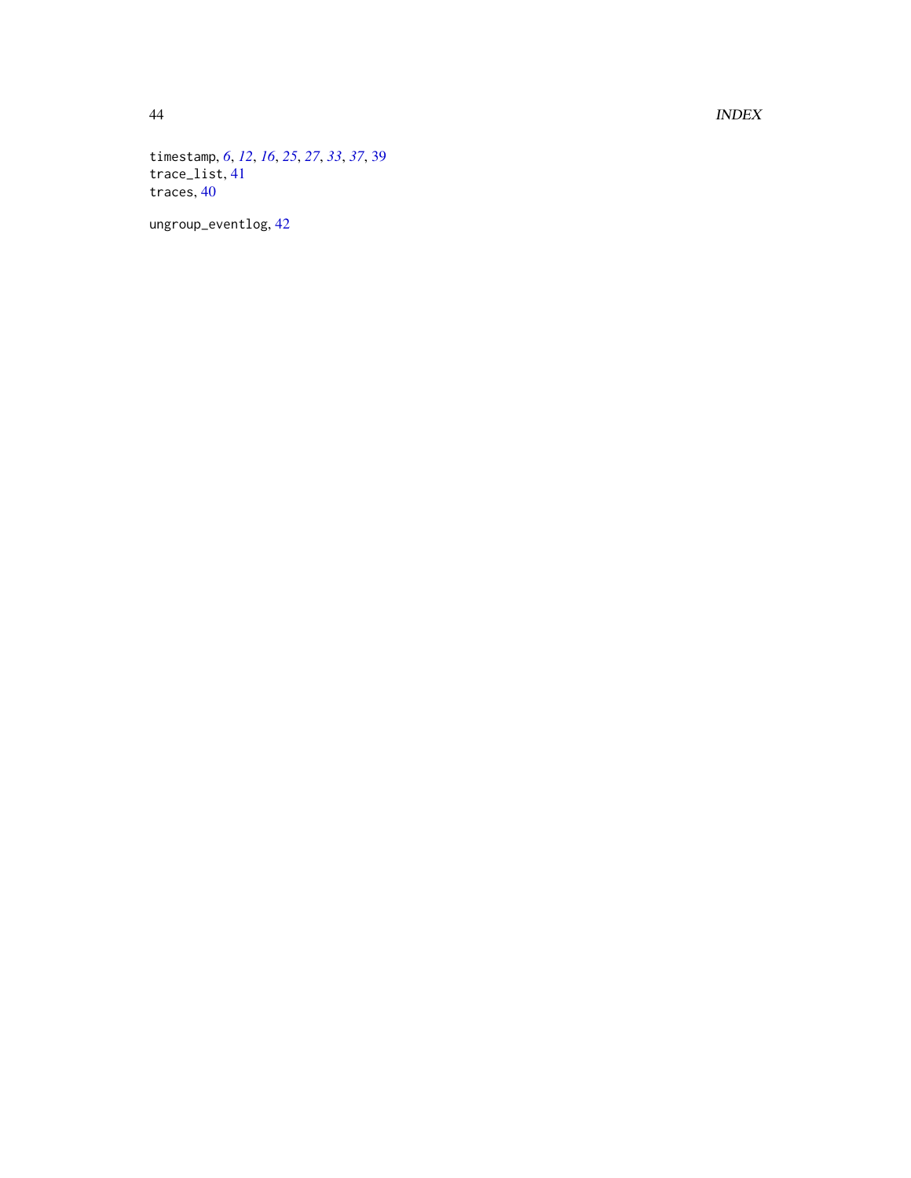timestamp, *6*, *12*, *16*, *25*, *27*, *33*, *37*, 39
trace_list, 41
traces, 40

ungroup_eventlog, 42